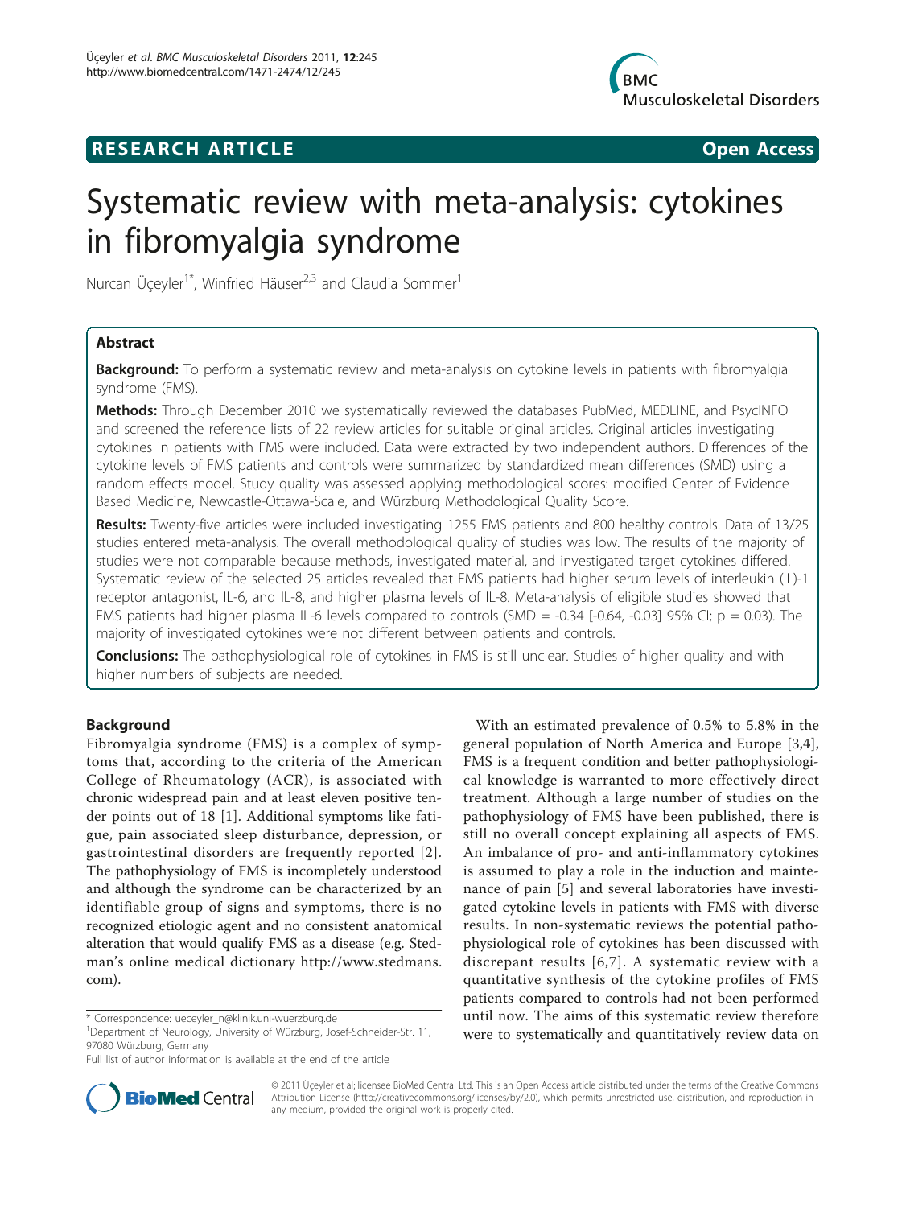**RESEARCH ARTICLE** **Open Access**

# Systematic review with meta-analysis: cytokines in fibromyalgia syndrome

Nurcan Üçeyler[1*], Winfried Häuser[2,3] and Claudia Sommer[1]

## Abstract

**Background:** To perform a systematic review and meta-analysis on cytokine levels in patients with fibromyalgia syndrome (FMS).

**Methods:** Through December 2010 we systematically reviewed the databases PubMed, MEDLINE, and PsycINFO and screened the reference lists of 22 review articles for suitable original articles. Original articles investigating cytokines in patients with FMS were included. Data were extracted by two independent authors. Differences of the cytokine levels of FMS patients and controls were summarized by standardized mean differences (SMD) using a random effects model. Study quality was assessed applying methodological scores: modified Center of Evidence Based Medicine, Newcastle-Ottawa-Scale, and Würzburg Methodological Quality Score.

**Results:** Twenty-five articles were included investigating 1255 FMS patients and 800 healthy controls. Data of 13/25 studies entered meta-analysis. The overall methodological quality of studies was low. The results of the majority of studies were not comparable because methods, investigated material, and investigated target cytokines differed. Systematic review of the selected 25 articles revealed that FMS patients had higher serum levels of interleukin (IL)-1 receptor antagonist, IL-6, and IL-8, and higher plasma levels of IL-8. Meta-analysis of eligible studies showed that FMS patients had higher plasma IL-6 levels compared to controls (SMD = -0.34 [-0.64, -0.03] 95% CI; p = 0.03). The majority of investigated cytokines were not different between patients and controls.

**Conclusions:** The pathophysiological role of cytokines in FMS is still unclear. Studies of higher quality and with higher numbers of subjects are needed.

## Background

Fibromyalgia syndrome (FMS) is a complex of symptoms that, according to the criteria of the American College of Rheumatology (ACR), is associated with chronic widespread pain and at least eleven positive tender points out of 18 [1]. Additional symptoms like fatigue, pain associated sleep disturbance, depression, or gastrointestinal disorders are frequently reported [2]. The pathophysiology of FMS is incompletely understood and although the syndrome can be characterized by an identifiable group of signs and symptoms, there is no recognized etiologic agent and no consistent anatomical alteration that would qualify FMS as a disease (e.g. Stedman's online medical dictionary http://www.stedmans.com).

With an estimated prevalence of 0.5% to 5.8% in the general population of North America and Europe [3,4], FMS is a frequent condition and better pathophysiological knowledge is warranted to more effectively direct treatment. Although a large number of studies on the pathophysiology of FMS have been published, there is still no overall concept explaining all aspects of FMS. An imbalance of pro- and anti-inflammatory cytokines is assumed to play a role in the induction and maintenance of pain [5] and several laboratories have investigated cytokine levels in patients with FMS with diverse results. In non-systematic reviews the potential pathophysiological role of cytokines has been discussed with discrepant results [6,7]. A systematic review with a quantitative synthesis of the cytokine profiles of FMS patients compared to controls had not been performed until now. The aims of this systematic review therefore were to systematically and quantitatively review data on

\* Correspondence: ueceyler_n@klinik.uni-wuerzburg.de
[1]Department of Neurology, University of Würzburg, Josef-Schneider-Str. 11, 97080 Würzburg, Germany
Full list of author information is available at the end of the article

© 2011 Üçeyler et al; licensee BioMed Central Ltd. This is an Open Access article distributed under the terms of the Creative Commons Attribution License (http://creativecommons.org/licenses/by/2.0), which permits unrestricted use, distribution, and reproduction in any medium, provided the original work is properly cited.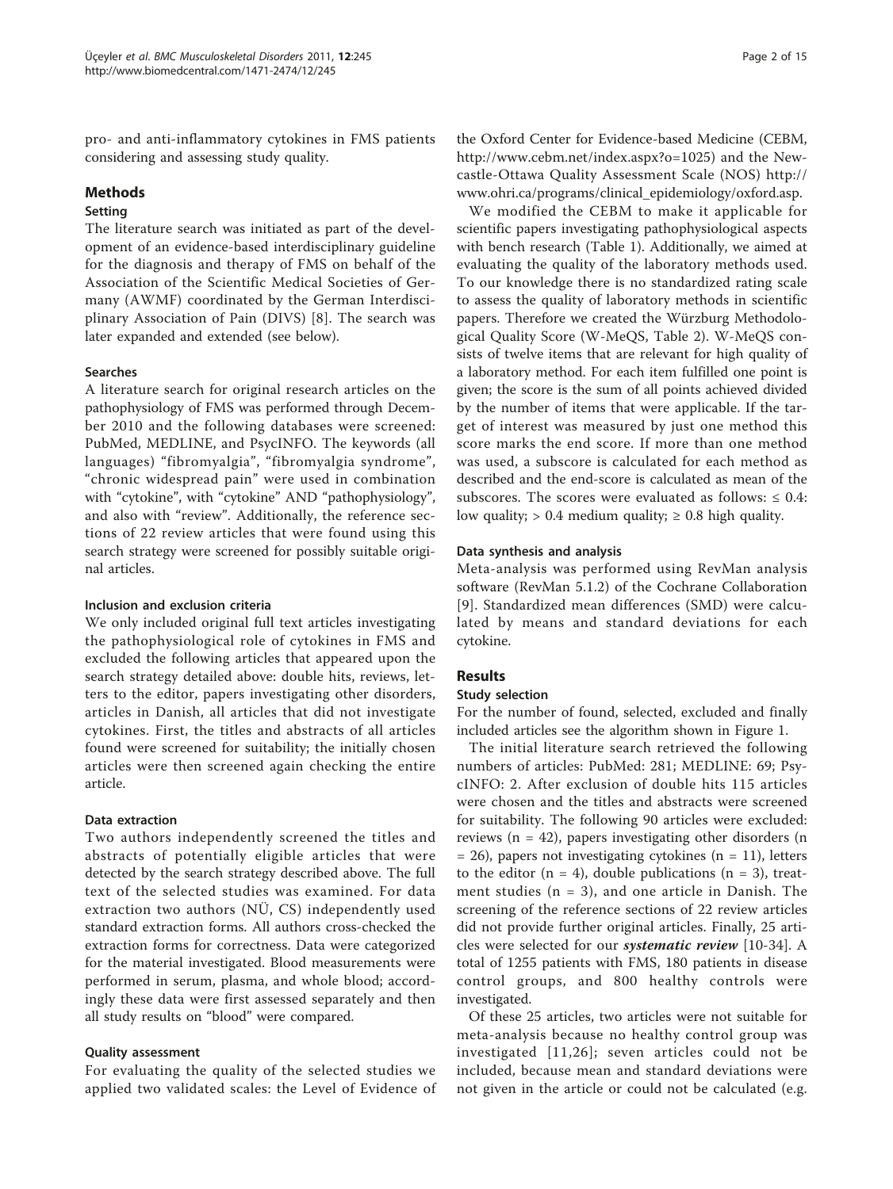pro- and anti-inflammatory cytokines in FMS patients considering and assessing study quality.

## Methods

### Setting

The literature search was initiated as part of the development of an evidence-based interdisciplinary guideline for the diagnosis and therapy of FMS on behalf of the Association of the Scientific Medical Societies of Germany (AWMF) coordinated by the German Interdisciplinary Association of Pain (DIVS) [8]. The search was later expanded and extended (see below).

### Searches

A literature search for original research articles on the pathophysiology of FMS was performed through December 2010 and the following databases were screened: PubMed, MEDLINE, and PsycINFO. The keywords (all languages) "fibromyalgia", "fibromyalgia syndrome", "chronic widespread pain" were used in combination with "cytokine", with "cytokine" AND "pathophysiology", and also with "review". Additionally, the reference sections of 22 review articles that were found using this search strategy were screened for possibly suitable original articles.

### Inclusion and exclusion criteria

We only included original full text articles investigating the pathophysiological role of cytokines in FMS and excluded the following articles that appeared upon the search strategy detailed above: double hits, reviews, letters to the editor, papers investigating other disorders, articles in Danish, all articles that did not investigate cytokines. First, the titles and abstracts of all articles found were screened for suitability; the initially chosen articles were then screened again checking the entire article.

### Data extraction

Two authors independently screened the titles and abstracts of potentially eligible articles that were detected by the search strategy described above. The full text of the selected studies was examined. For data extraction two authors (NÜ, CS) independently used standard extraction forms. All authors cross-checked the extraction forms for correctness. Data were categorized for the material investigated. Blood measurements were performed in serum, plasma, and whole blood; accordingly these data were first assessed separately and then all study results on "blood" were compared.

### Quality assessment

For evaluating the quality of the selected studies we applied two validated scales: the Level of Evidence of the Oxford Center for Evidence-based Medicine (CEBM, http://www.cebm.net/index.aspx?o=1025) and the Newcastle-Ottawa Quality Assessment Scale (NOS) http://www.ohri.ca/programs/clinical_epidemiology/oxford.asp.

We modified the CEBM to make it applicable for scientific papers investigating pathophysiological aspects with bench research (Table 1). Additionally, we aimed at evaluating the quality of the laboratory methods used. To our knowledge there is no standardized rating scale to assess the quality of laboratory methods in scientific papers. Therefore we created the Würzburg Methodological Quality Score (W-MeQS, Table 2). W-MeQS consists of twelve items that are relevant for high quality of a laboratory method. For each item fulfilled one point is given; the score is the sum of all points achieved divided by the number of items that were applicable. If the target of interest was measured by just one method this score marks the end score. If more than one method was used, a subscore is calculated for each method as described and the end-score is calculated as mean of the subscores. The scores were evaluated as follows: $\leq 0.4$: low quality; $> 0.4$ medium quality; $\geq 0.8$ high quality.

### Data synthesis and analysis

Meta-analysis was performed using RevMan analysis software (RevMan 5.1.2) of the Cochrane Collaboration [9]. Standardized mean differences (SMD) were calculated by means and standard deviations for each cytokine.

## Results

### Study selection

For the number of found, selected, excluded and finally included articles see the algorithm shown in Figure 1.

The initial literature search retrieved the following numbers of articles: PubMed: 281; MEDLINE: 69; PsycINFO: 2. After exclusion of double hits 115 articles were chosen and the titles and abstracts were screened for suitability. The following 90 articles were excluded: reviews (n = 42), papers investigating other disorders (n = 26), papers not investigating cytokines (n = 11), letters to the editor (n = 4), double publications (n = 3), treatment studies (n = 3), and one article in Danish. The screening of the reference sections of 22 review articles did not provide further original articles. Finally, 25 articles were selected for our ***systematic review*** [10-34]. A total of 1255 patients with FMS, 180 patients in disease control groups, and 800 healthy controls were investigated.

Of these 25 articles, two articles were not suitable for meta-analysis because no healthy control group was investigated [11,26]; seven articles could not be included, because mean and standard deviations were not given in the article or could not be calculated (e.g.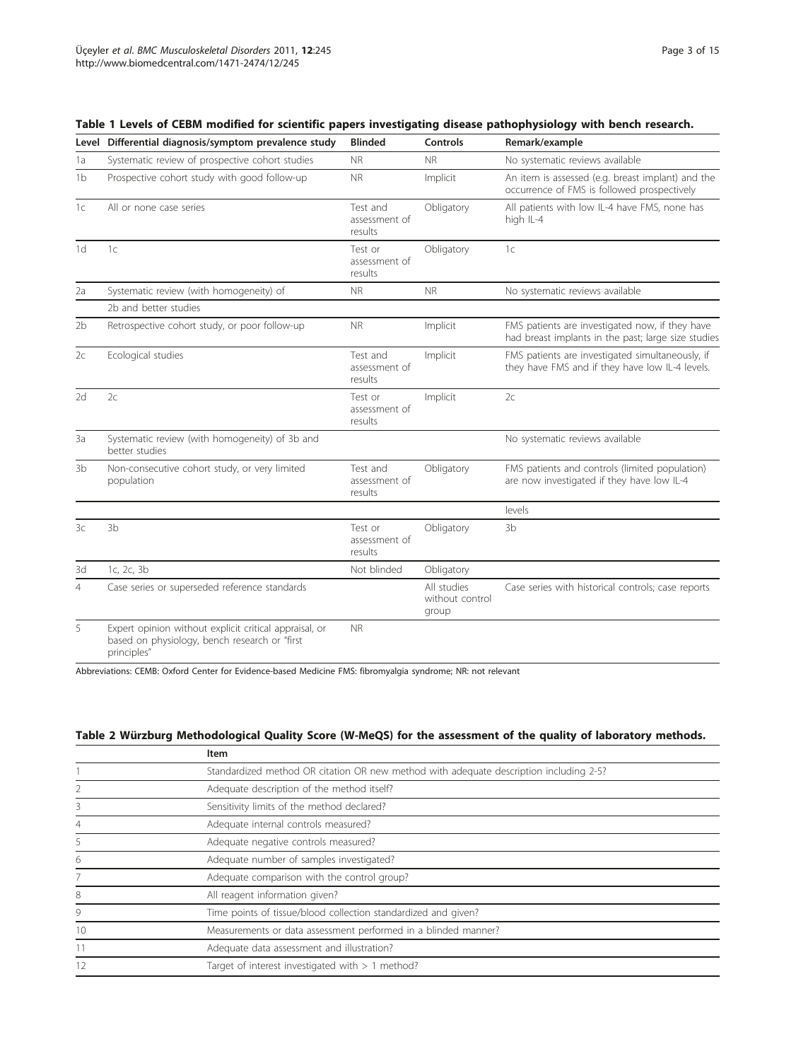**Table 1 Levels of CEBM modified for scientific papers investigating disease pathophysiology with bench research.**

| Level | Differential diagnosis/symptom prevalence study | Blinded | Controls | Remark/example |
|---|---|---|---|---|
| 1a | Systematic review of prospective cohort studies | NR | NR | No systematic reviews available |
| 1b | Prospective cohort study with good follow-up | NR | Implicit | An item is assessed (e.g. breast implant) and the occurrence of FMS is followed prospectively |
| 1c | All or none case series | Test and assessment of results | Obligatory | All patients with low IL-4 have FMS, none has high IL-4 |
| 1d | 1c | Test or assessment of results | Obligatory | 1c |
| 2a | Systematic review (with homogeneity) of 2b and better studies | NR | NR | No systematic reviews available |
| 2b | Retrospective cohort study, or poor follow-up | NR | Implicit | FMS patients are investigated now, if they have had breast implants in the past; large size studies |
| 2c | Ecological studies | Test and assessment of results | Implicit | FMS patients are investigated simultaneously, if they have FMS and if they have low IL-4 levels. |
| 2d | 2c | Test or assessment of results | Implicit | 2c |
| 3a | Systematic review (with homogeneity) of 3b and better studies | | | No systematic reviews available |
| 3b | Non-consecutive cohort study, or very limited population | Test and assessment of results | Obligatory | FMS patients and controls (limited population) are now investigated if they have low IL-4 levels |
| 3c | 3b | Test or assessment of results | Obligatory | 3b |
| 3d | 1c, 2c, 3b | Not blinded | Obligatory | |
| 4 | Case series or superseded reference standards | | All studies without control group | Case series with historical controls; case reports |
| 5 | Expert opinion without explicit critical appraisal, or based on physiology, bench research or "first principles" | NR | | |

Abbreviations: CEMB: Oxford Center for Evidence-based Medicine FMS: fibromyalgia syndrome; NR: not relevant

**Table 2 Würzburg Methodological Quality Score (W-MeQS) for the assessment of the quality of laboratory methods.**

| | Item |
|---|---|
| 1 | Standardized method OR citation OR new method with adequate description including 2-5? |
| 2 | Adequate description of the method itself? |
| 3 | Sensitivity limits of the method declared? |
| 4 | Adequate internal controls measured? |
| 5 | Adequate negative controls measured? |
| 6 | Adequate number of samples investigated? |
| 7 | Adequate comparison with the control group? |
| 8 | All reagent information given? |
| 9 | Time points of tissue/blood collection standardized and given? |
| 10 | Measurements or data assessment performed in a blinded manner? |
| 11 | Adequate data assessment and illustration? |
| 12 | Target of interest investigated with > 1 method? |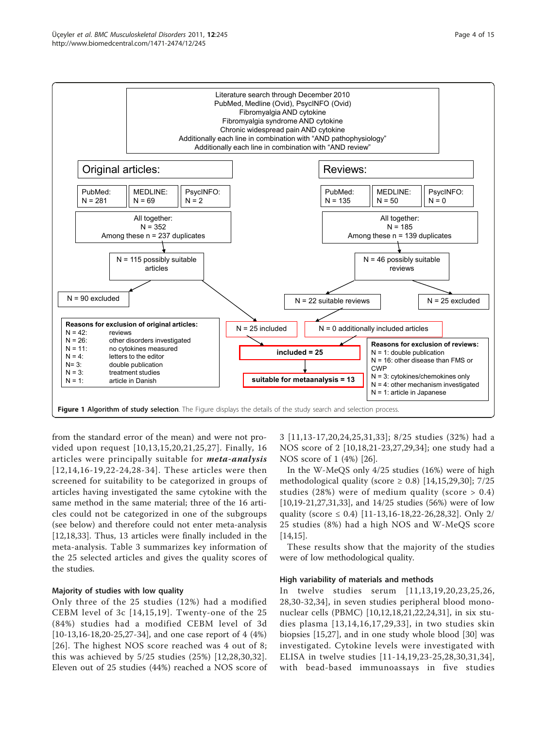Literature search through December 2010
PubMed, Medline (Ovid), PsycINFO (Ovid)
Fibromyalgia AND cytokine
Fibromyalgia syndrome AND cytokine
Chronic widespread pain AND cytokine
Additionally each line in combination with "AND pathophysiology"
Additionally each line in combination with "AND review"

**Original articles:**

PubMed: N = 281 | MEDLINE: N = 69 | PsycINFO: N = 2

All together: N = 352, Among these n = 237 duplicates

N = 115 possibly suitable articles

N = 90 excluded

N = 25 included

**Reasons for exclusion of original articles:**

- N = 42: reviews
- N = 26: other disorders investigated
- N = 11: no cytokines measured
- N = 4: letters to the editor
- N= 3: double publication
- N = 3: treatment studies
- N = 1: article in Danish

**Reviews:**

PubMed: N = 135 | MEDLINE: N = 50 | PsycINFO: N = 0

All together: N = 185, Among these n = 139 duplicates

N = 46 possibly suitable reviews

N = 22 suitable reviews

N = 25 excluded

N = 0 additionally included articles

**Reasons for exclusion of reviews:**

- N = 1: double publication
- N = 16: other disease than FMS or CWP
- N = 3: cytokines/chemokines only
- N = 4: other mechanism investigated
- N = 1: article in Japanese

**included = 25**

**suitable for metaanalysis = 13**

**Figure 1 Algorithm of study selection**. The Figure displays the details of the study search and selection process.

from the standard error of the mean) and were not provided upon request [10,13,15,20,21,25,27]. Finally, 16 articles were principally suitable for ***meta-analysis*** [12,14,16-19,22-24,28-34]. These articles were then screened for suitability to be categorized in groups of articles having investigated the same cytokine with the same method in the same material; three of the 16 articles could not be categorized in one of the subgroups (see below) and therefore could not enter meta-analysis [12,18,33]. Thus, 13 articles were finally included in the meta-analysis. Table 3 summarizes key information of the 25 selected articles and gives the quality scores of the studies.

### Majority of studies with low quality

Only three of the 25 studies (12%) had a modified CEBM level of 3c [14,15,19]. Twenty-one of the 25 (84%) studies had a modified CEBM level of 3d [10-13,16-18,20-25,27-34], and one case report of 4 (4%) [26]. The highest NOS score reached was 4 out of 8; this was achieved by 5/25 studies (25%) [12,28,30,32]. Eleven out of 25 studies (44%) reached a NOS score of 3 [11,13-17,20,24,25,31,33]; 8/25 studies (32%) had a NOS score of 2 [10,18,21-23,27,29,34]; one study had a NOS score of 1 (4%) [26].

In the W-MeQS only 4/25 studies (16%) were of high methodological quality (score ≥ 0.8) [14,15,29,30]; 7/25 studies (28%) were of medium quality (score > 0.4) [10,19-21,27,31,33], and 14/25 studies (56%) were of low quality (score ≤ 0.4) [11-13,16-18,22-26,28,32]. Only 2/25 studies (8%) had a high NOS and W-MeQS score [14,15].

These results show that the majority of the studies were of low methodological quality.

### High variability of materials and methods

In twelve studies serum [11,13,19,20,23,25,26,28,30-32,34], in seven studies peripheral blood mononuclear cells (PBMC) [10,12,18,21,22,24,31], in six studies plasma [13,14,16,17,29,33], in two studies skin biopsies [15,27], and in one study whole blood [30] was investigated. Cytokine levels were investigated with ELISA in twelve studies [11-14,19,23-25,28,30,31,34], with bead-based immunoassays in five studies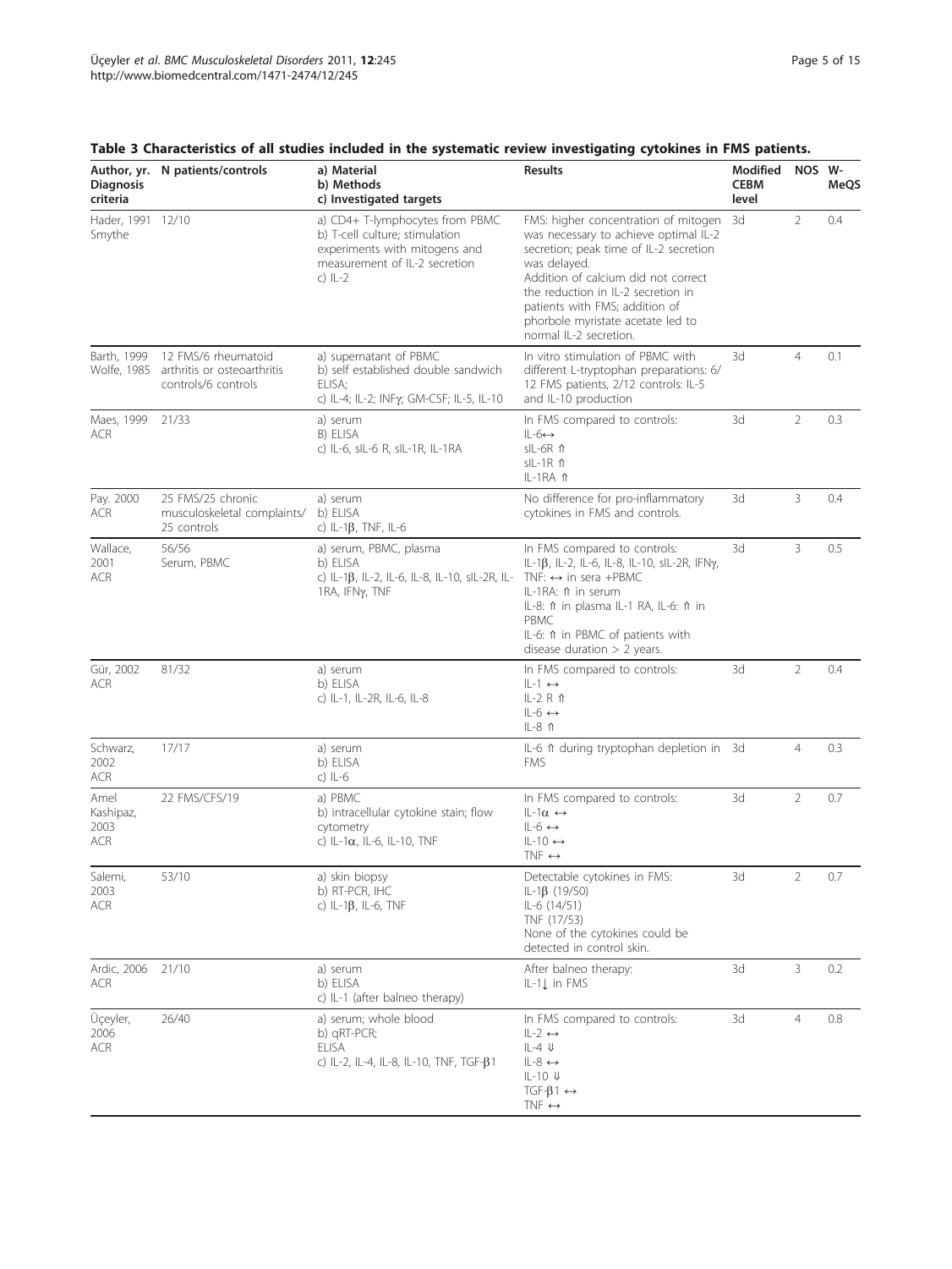**Table 3 Characteristics of all studies included in the systematic review investigating cytokines in FMS patients.**

| Author, yr. Diagnosis criteria | N patients/controls | a) Material b) Methods c) Investigated targets | Results | Modified CEBM level | NOS | W-MeQS |
|---|---|---|---|---|---|---|
| Hader, 1991 Smythe | 12/10 | a) CD4+ T-lymphocytes from PBMC b) T-cell culture; stimulation experiments with mitogens and measurement of IL-2 secretion c) IL-2 | FMS: higher concentration of mitogen was necessary to achieve optimal IL-2 secretion; peak time of IL-2 secretion was delayed. Addition of calcium did not correct the reduction in IL-2 secretion in patients with FMS; addition of phorbole myristate acetate led to normal IL-2 secretion. | 3d | 2 | 0.4 |
| Barth, 1999 Wolfe, 1985 | 12 FMS/6 rheumatoid arthritis or osteoarthritis controls/6 controls | a) supernatant of PBMC b) self established double sandwich ELISA; c) IL-4; IL-2; INFγ; GM-CSF; IL-5, IL-10 | In vitro stimulation of PBMC with different L-tryptophan preparations: 6/12 FMS patients, 2/12 controls: IL-5 and IL-10 production | 3d | 4 | 0.1 |
| Maes, 1999 ACR | 21/33 | a) serum B) ELISA c) IL-6, sIL-6 R, sIL-1R, IL-1RA | In FMS compared to controls: IL-6↔ sIL-6R ⇑ sIL-1R ⇑ IL-1RA ⇑ | 3d | 2 | 0.3 |
| Pay. 2000 ACR | 25 FMS/25 chronic musculoskeletal complaints/ 25 controls | a) serum b) ELISA c) IL-1β, TNF, IL-6 | No difference for pro-inflammatory cytokines in FMS and controls. | 3d | 3 | 0.4 |
| Wallace, 2001 ACR | 56/56 Serum, PBMC | a) serum, PBMC, plasma b) ELISA c) IL-1β, IL-2, IL-6, IL-8, IL-10, sIL-2R, IL-1RA, IFNγ, TNF | In FMS compared to controls: IL-1β, IL-2, IL-6, IL-8, IL-10, sIL-2R, IFNγ, TNF: ↔ in sera +PBMC IL-1RA: ⇑ in serum IL-8: ⇑ in plasma IL-1 RA, IL-6: ⇑ in PBMC IL-6: ⇑ in PBMC of patients with disease duration > 2 years. | 3d | 3 | 0.5 |
| Gür, 2002 ACR | 81/32 | a) serum b) ELISA c) IL-1, IL-2R, IL-6, IL-8 | In FMS compared to controls: IL-1 ↔ IL-2 R ⇑ IL-6 ↔ IL-8 ⇑ | 3d | 2 | 0.4 |
| Schwarz, 2002 ACR | 17/17 | a) serum b) ELISA c) IL-6 | IL-6 ⇑ during tryptophan depletion in FMS | 3d | 4 | 0.3 |
| Amel Kashipaz, 2003 ACR | 22 FMS/CFS/19 | a) PBMC b) intracellular cytokine stain; flow cytometry c) IL-1α, IL-6, IL-10, TNF | In FMS compared to controls: IL-1α ↔ IL-6 ↔ IL-10 ↔ TNF ↔ | 3d | 2 | 0.7 |
| Salemi, 2003 ACR | 53/10 | a) skin biopsy b) RT-PCR, IHC c) IL-1β, IL-6, TNF | Detectable cytokines in FMS: IL-1β (19/50) IL-6 (14/51) TNF (17/53) None of the cytokines could be detected in control skin. | 3d | 2 | 0.7 |
| Ardic, 2006 ACR | 21/10 | a) serum b) ELISA c) IL-1 (after balneo therapy) | After balneo therapy: IL-1↓ in FMS | 3d | 3 | 0.2 |
| Üçeyler, 2006 ACR | 26/40 | a) serum; whole blood b) qRT-PCR; ELISA c) IL-2, IL-4, IL-8, IL-10, TNF, TGF-β1 | In FMS compared to controls: IL-2 ↔ IL-4 ⇓ IL-8 ↔ IL-10 ⇓ TGF-β1 ↔ TNF ↔ | 3d | 4 | 0.8 |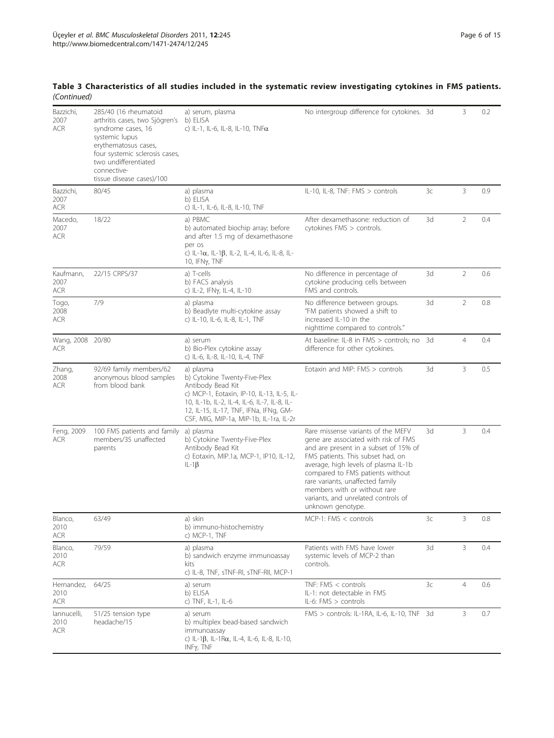**Table 3 Characteristics of all studies included in the systematic review investigating cytokines in FMS patients.** *(Continued)*

| | | | | | | |
|---|---|---|---|---|---|---|
| Bazzichi, 2007 ACR | 285/40 (16 rheumatoid arthritis cases, two Sjögren's syndrome cases, 16 systemic lupus erythematosus cases, four systemic sclerosis cases, two undifferentiated connective-tissue disease cases)/100 | a) serum, plasma b) ELISA c) IL-1, IL-6, IL-8, IL-10, TNFα | No intergroup difference for cytokines. | 3d | 3 | 0.2 |
| Bazzichi, 2007 ACR | 80/45 | a) plasma b) ELISA c) IL-1, IL-6, IL-8, IL-10, TNF | IL-10, IL-8, TNF: FMS > controls | 3c | 3 | 0.9 |
| Macedo, 2007 ACR | 18/22 | a) PBMC b) automated biochip array; before and after 1.5 mg of dexamethasone per os c) IL-1α, IL-1β, IL-2, IL-4, IL-6, IL-8, IL-10, IFNγ, TNF | After dexamethasone: reduction of cytokines FMS > controls. | 3d | 2 | 0.4 |
| Kaufmann, 2007 ACR | 22/15 CRPS/37 | a) T-cells b) FACS analysis c) IL-2, IFNγ, IL-4, IL-10 | No difference in percentage of cytokine producing cells between FMS and controls. | 3d | 2 | 0.6 |
| Togo, 2008 ACR | 7/9 | a) plasma b) Beadlyte multi-cytokine assay c) IL-10, IL-6, IL-8, IL-1, TNF | No difference between groups. "FM patients showed a shift to increased IL-10 in the nighttime compared to controls." | 3d | 2 | 0.8 |
| Wang, 2008 ACR | 20/80 | a) serum b) Bio-Plex cytokine assay c) IL-6, IL-8, IL-10, IL-4, TNF | At baseline: IL-8 in FMS > controls; no difference for other cytokines. | 3d | 4 | 0.4 |
| Zhang, 2008 ACR | 92/69 family members/62 anonymous blood samples from blood bank | a) plasma b) Cytokine Twenty-Five-Plex Antibody Bead Kit c) MCP-1, Eotaxin, IP-10, IL-13, IL-5, IL-10, IL-1b, IL-2, IL-4, IL-6, IL-7, IL-8, IL-12, IL-15, IL-17, TNF, IFNa, IFNg, GM-CSF, MIG, MIP-1a, MIP-1b, IL-1ra, IL-2r | Eotaxin and MIP: FMS > controls | 3d | 3 | 0.5 |
| Feng, 2009 ACR | 100 FMS patients and family members/35 unaffected parents | a) plasma b) Cytokine Twenty-Five-Plex Antibody Bead Kit c) Eotaxin, MIP.1a, MCP-1, IP10, IL-12, IL-1β | Rare missense variants of the MEFV gene are associated with risk of FMS and are present in a subset of 15% of FMS patients. This subset had, on average, high levels of plasma IL-1b compared to FMS patients without rare variants, unaffected family members with or without rare variants, and unrelated controls of unknown genotype. | 3d | 3 | 0.4 |
| Blanco, 2010 ACR | 63/49 | a) skin b) immuno-histochemistry c) MCP-1, TNF | MCP-1: FMS < controls | 3c | 3 | 0.8 |
| Blanco, 2010 ACR | 79/59 | a) plasma b) sandwich enzyme immunoassay kits c) IL-8, TNF, sTNF-RI, sTNF-RII, MCP-1 | Patients with FMS have lower systemic levels of MCP-2 than controls. | 3d | 3 | 0.4 |
| Hernandez, 2010 ACR | 64/25 | a) serum b) ELISA c) TNF, IL-1, IL-6 | TNF: FMS < controls IL-1: not detectable in FMS IL-6: FMS > controls | 3c | 4 | 0.6 |
| Iannucelli, 2010 ACR | 51/25 tension type headache/15 | a) serum b) multiplex bead-based sandwich immunoassay c) IL-1β, IL-1Rα, IL-4, IL-6, IL-8, IL-10, INFγ, TNF | FMS > controls: IL-1RA, IL-6, IL-10, TNF | 3d | 3 | 0.7 |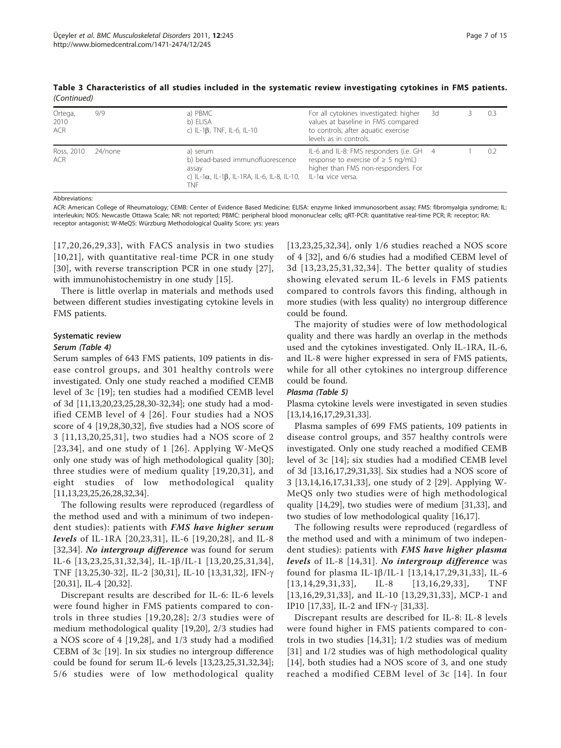**Table 3 Characteristics of all studies included in the systematic review investigating cytokines in FMS patients.** *(Continued)*

| | | | | | | |
|---|---|---|---|---|---|---|
| Ortega, 2010 ACR | 9/9 | a) PBMC<br>b) ELISA<br>c) IL-1β, TNF, IL-6, IL-10 | For all cytokines investigated: higher values at baseline in FMS compared to controls; after aquatic exercise levels as in controls. | 3d | 3 | 0.3 |
| Ross, 2010 ACR | 24/none | a) serum<br>b) bead-based immunofluorescence assay<br>c) IL-1α, IL-1β, IL-1RA, IL-6, IL-8, IL-10, TNF | IL-6 and IL-8: FMS responders (i.e. GH response to exercise of ≥ 5 ng/mL) higher than FMS non-responders. For IL-1α vice versa. | 4 | 1 | 0.2 |

Abbreviations:

ACR: American College of Rheumatology; CEMB: Center of Evidence Based Medicine; ELISA: enzyme linked immunosorbent assay; FMS: fibromyalgia syndrome; IL: interleukin; NOS: Newcastle Ottawa Scale; NR: not reported; PBMC: peripheral blood mononuclear cells; qRT-PCR: quantitative real-time PCR; R: receptor; RA: receptor antagonist; W-MeQS: Würzburg Methodological Quality Score; yrs: years

[17,20,26,29,33], with FACS analysis in two studies [10,21], with quantitative real-time PCR in one study [30], with reverse transcription PCR in one study [27], with immunohistochemistry in one study [15].

There is little overlap in materials and methods used between different studies investigating cytokine levels in FMS patients.

## Systematic review

### Serum (Table 4)

Serum samples of 643 FMS patients, 109 patients in disease control groups, and 301 healthy controls were investigated. Only one study reached a modified CEMB level of 3c [19]; ten studies had a modified CEMB level of 3d [11,13,20,23,25,28,30-32,34]; one study had a modified CEMB level of 4 [26]. Four studies had a NOS score of 4 [19,28,30,32], five studies had a NOS score of 3 [11,13,20,25,31], two studies had a NOS score of 2 [23,34], and one study of 1 [26]. Applying W-MeQS only one study was of high methodological quality [30]; three studies were of medium quality [19,20,31], and eight studies of low methodological quality [11,13,23,25,26,28,32,34].

The following results were reproduced (regardless of the method used and with a minimum of two independent studies): patients with ***FMS have higher serum levels*** of IL-1RA [20,23,31], IL-6 [19,20,28], and IL-8 [32,34]. ***No intergroup difference*** was found for serum IL-6 [13,23,25,31,32,34], IL-1β/IL-1 [13,20,25,31,34], TNF [13,25,30-32], IL-2 [30,31], IL-10 [13,31,32], IFN-γ [20,31], IL-4 [20,32].

Discrepant results are described for IL-6: IL-6 levels were found higher in FMS patients compared to controls in three studies [19,20,28]; 2/3 studies were of medium methodological quality [19,20], 2/3 studies had a NOS score of 4 [19,28], and 1/3 study had a modified CEBM of 3c [19]. In six studies no intergroup difference could be found for serum IL-6 levels [13,23,25,31,32,34]; 5/6 studies were of low methodological quality [13,23,25,32,34], only 1/6 studies reached a NOS score of 4 [32], and 6/6 studies had a modified CEBM level of 3d [13,23,25,31,32,34]. The better quality of studies showing elevated serum IL-6 levels in FMS patients compared to controls favors this finding, although in more studies (with less quality) no intergroup difference could be found.

The majority of studies were of low methodological quality and there was hardly an overlap in the methods used and the cytokines investigated. Only IL-1RA, IL-6, and IL-8 were higher expressed in sera of FMS patients, while for all other cytokines no intergroup difference could be found.

### Plasma (Table 5)

Plasma cytokine levels were investigated in seven studies [13,14,16,17,29,31,33].

Plasma samples of 699 FMS patients, 109 patients in disease control groups, and 357 healthy controls were investigated. Only one study reached a modified CEMB level of 3c [14]; six studies had a modified CEMB level of 3d [13,16,17,29,31,33]. Six studies had a NOS score of 3 [13,14,16,17,31,33], one study of 2 [29]. Applying W-MeQS only two studies were of high methodological quality [14,29], two studies were of medium [31,33], and two studies of low methodological quality [16,17].

The following results were reproduced (regardless of the method used and with a minimum of two independent studies): patients with ***FMS have higher plasma levels*** of IL-8 [14,31]. ***No intergroup difference*** was found for plasma IL-1β/IL-1 [13,14,17,29,31,33], IL-6 [13,14,29,31,33], IL-8 [13,16,29,33], TNF [13,16,29,31,33], and IL-10 [13,29,31,33], MCP-1 and IP10 [17,33], IL-2 and IFN-γ [31,33].

Discrepant results are described for IL-8: IL-8 levels were found higher in FMS patients compared to controls in two studies [14,31]; 1/2 studies was of medium [31] and 1/2 studies was of high methodological quality [14], both studies had a NOS score of 3, and one study reached a modified CEBM level of 3c [14]. In four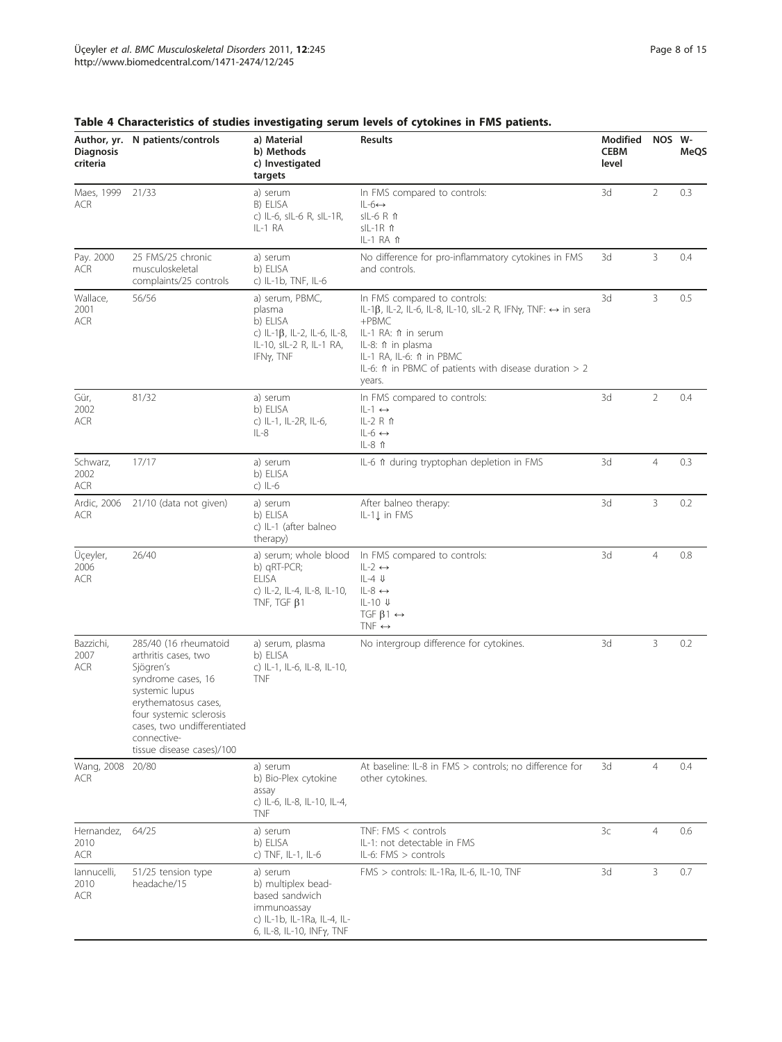**Table 4 Characteristics of studies investigating serum levels of cytokines in FMS patients.**

| Author, yr. Diagnosis criteria | N patients/controls | a) Material b) Methods c) Investigated targets | Results | Modified CEBM level | NOS | W-MeQS |
|---|---|---|---|---|---|---|
| Maes, 1999 ACR | 21/33 | a) serum B) ELISA c) IL-6, sIL-6 R, sIL-1R, IL-1 RA | In FMS compared to controls: IL-6↔ sIL-6 R ⇑ sIL-1R ⇑ IL-1 RA ⇑ | 3d | 2 | 0.3 |
| Pay. 2000 ACR | 25 FMS/25 chronic musculoskeletal complaints/25 controls | a) serum b) ELISA c) IL-1b, TNF, IL-6 | No difference for pro-inflammatory cytokines in FMS and controls. | 3d | 3 | 0.4 |
| Wallace, 2001 ACR | 56/56 | a) serum, PBMC, plasma b) ELISA c) IL-1β, IL-2, IL-6, IL-8, IL-10, sIL-2 R, IL-1 RA, IFNγ, TNF | In FMS compared to controls: IL-1β, IL-2, IL-6, IL-8, IL-10, sIL-2 R, IFNγ, TNF: ↔ in sera +PBMC IL-1 RA: ⇑ in serum IL-8: ⇑ in plasma IL-1 RA, IL-6: ⇑ in PBMC IL-6: ⇑ in PBMC of patients with disease duration > 2 years. | 3d | 3 | 0.5 |
| Gür, 2002 ACR | 81/32 | a) serum b) ELISA c) IL-1, IL-2R, IL-6, IL-8 | In FMS compared to controls: IL-1 ↔ IL-2 R ⇑ IL-6 ↔ IL-8 ⇑ | 3d | 2 | 0.4 |
| Schwarz, 2002 ACR | 17/17 | a) serum b) ELISA c) IL-6 | IL-6 ⇑ during tryptophan depletion in FMS | 3d | 4 | 0.3 |
| Ardic, 2006 ACR | 21/10 (data not given) | a) serum b) ELISA c) IL-1 (after balneo therapy) | After balneo therapy: IL-1↓ in FMS | 3d | 3 | 0.2 |
| Üçeyler, 2006 ACR | 26/40 | a) serum; whole blood b) qRT-PCR; ELISA c) IL-2, IL-4, IL-8, IL-10, TNF, TGF β1 | In FMS compared to controls: IL-2 ↔ IL-4 ⇓ IL-8 ↔ IL-10 ⇓ TGF β1 ↔ TNF ↔ | 3d | 4 | 0.8 |
| Bazzichi, 2007 ACR | 285/40 (16 rheumatoid arthritis cases, two Sjögren's syndrome cases, 16 systemic lupus erythematosus cases, four systemic sclerosis cases, two undifferentiated connective-tissue disease cases)/100 | a) serum, plasma b) ELISA c) IL-1, IL-6, IL-8, IL-10, TNF | No intergroup difference for cytokines. | 3d | 3 | 0.2 |
| Wang, 2008 ACR | 20/80 | a) serum b) Bio-Plex cytokine assay c) IL-6, IL-8, IL-10, IL-4, TNF | At baseline: IL-8 in FMS > controls; no difference for other cytokines. | 3d | 4 | 0.4 |
| Hernandez, 2010 ACR | 64/25 | a) serum b) ELISA c) TNF, IL-1, IL-6 | TNF: FMS < controls IL-1: not detectable in FMS IL-6: FMS > controls | 3c | 4 | 0.6 |
| Iannucelli, 2010 ACR | 51/25 tension type headache/15 | a) serum b) multiplex bead-based sandwich immunoassay c) IL-1b, IL-1Ra, IL-4, IL-6, IL-8, IL-10, INFγ, TNF | FMS > controls: IL-1Ra, IL-6, IL-10, TNF | 3d | 3 | 0.7 |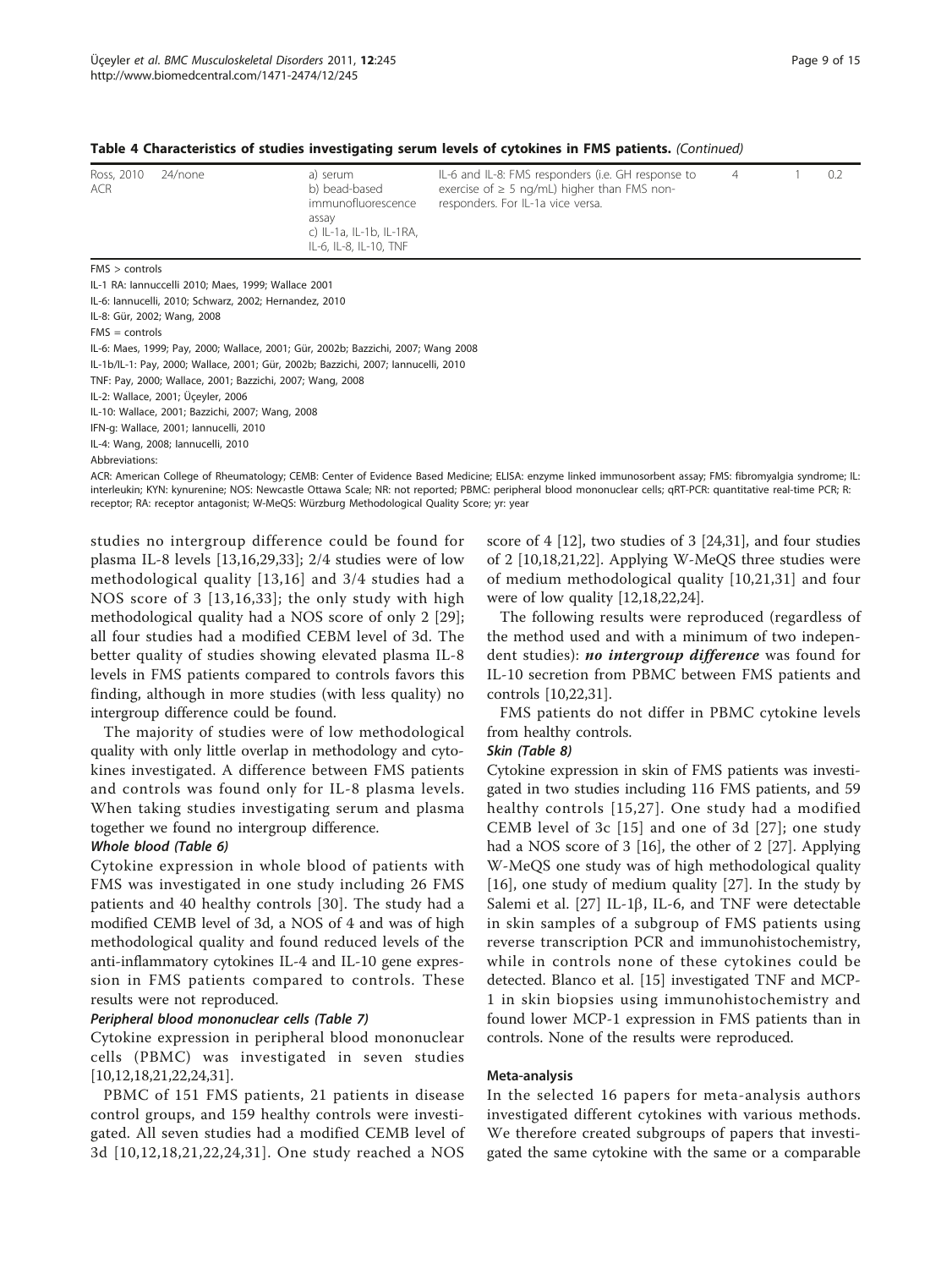**Table 4 Characteristics of studies investigating serum levels of cytokines in FMS patients.** *(Continued)*

| | | | | | | |
|---|---|---|---|---|---|---|
| Ross, 2010 ACR | 24/none | a) serum b) bead-based immunofluorescence assay c) IL-1a, IL-1b, IL-1RA, IL-6, IL-8, IL-10, TNF | IL-6 and IL-8: FMS responders (i.e. GH response to exercise of ≥ 5 ng/mL) higher than FMS non-responders. For IL-1a vice versa. | 4 | 1 | 0.2 |

FMS > controls

IL-1 RA: Iannuccelli 2010; Maes, 1999; Wallace 2001

IL-6: Iannucelli, 2010; Schwarz, 2002; Hernandez, 2010

IL-8: Gür, 2002; Wang, 2008

FMS = controls

IL-6: Maes, 1999; Pay, 2000; Wallace, 2001; Gür, 2002b; Bazzichi, 2007; Wang 2008

IL-1b/IL-1: Pay, 2000; Wallace, 2001; Gür, 2002b; Bazzichi, 2007; Iannucelli, 2010

TNF: Pay, 2000; Wallace, 2001; Bazzichi, 2007; Wang, 2008

IL-2: Wallace, 2001; Üçeyler, 2006

IL-10: Wallace, 2001; Bazzichi, 2007; Wang, 2008

IFN-g: Wallace, 2001; Iannucelli, 2010

IL-4: Wang, 2008; Iannucelli, 2010

Abbreviations:

ACR: American College of Rheumatology; CEMB: Center of Evidence Based Medicine; ELISA: enzyme linked immunosorbent assay; FMS: fibromyalgia syndrome; IL: interleukin; KYN: kynurenine; NOS: Newcastle Ottawa Scale; NR: not reported; PBMC: peripheral blood mononuclear cells; qRT-PCR: quantitative real-time PCR; R: receptor; RA: receptor antagonist; W-MeQS: Würzburg Methodological Quality Score; yr: year

studies no intergroup difference could be found for plasma IL-8 levels [13,16,29,33]; 2/4 studies were of low methodological quality [13,16] and 3/4 studies had a NOS score of 3 [13,16,33]; the only study with high methodological quality had a NOS score of only 2 [29]; all four studies had a modified CEBM level of 3d. The better quality of studies showing elevated plasma IL-8 levels in FMS patients compared to controls favors this finding, although in more studies (with less quality) no intergroup difference could be found.

The majority of studies were of low methodological quality with only little overlap in methodology and cytokines investigated. A difference between FMS patients and controls was found only for IL-8 plasma levels. When taking studies investigating serum and plasma together we found no intergroup difference.

#### Whole blood (Table 6)

Cytokine expression in whole blood of patients with FMS was investigated in one study including 26 FMS patients and 40 healthy controls [30]. The study had a modified CEMB level of 3d, a NOS of 4 and was of high methodological quality and found reduced levels of the anti-inflammatory cytokines IL-4 and IL-10 gene expression in FMS patients compared to controls. These results were not reproduced.

#### Peripheral blood mononuclear cells (Table 7)

Cytokine expression in peripheral blood mononuclear cells (PBMC) was investigated in seven studies [10,12,18,21,22,24,31].

PBMC of 151 FMS patients, 21 patients in disease control groups, and 159 healthy controls were investigated. All seven studies had a modified CEMB level of 3d [10,12,18,21,22,24,31]. One study reached a NOS score of 4 [12], two studies of 3 [24,31], and four studies of 2 [10,18,21,22]. Applying W-MeQS three studies were of medium methodological quality [10,21,31] and four were of low quality [12,18,22,24].

The following results were reproduced (regardless of the method used and with a minimum of two independent studies): ***no intergroup difference*** was found for IL-10 secretion from PBMC between FMS patients and controls [10,22,31].

FMS patients do not differ in PBMC cytokine levels from healthy controls.

#### Skin (Table 8)

Cytokine expression in skin of FMS patients was investigated in two studies including 116 FMS patients, and 59 healthy controls [15,27]. One study had a modified CEMB level of 3c [15] and one of 3d [27]; one study had a NOS score of 3 [16], the other of 2 [27]. Applying W-MeQS one study was of high methodological quality [16], one study of medium quality [27]. In the study by Salemi et al. [27] IL-1β, IL-6, and TNF were detectable in skin samples of a subgroup of FMS patients using reverse transcription PCR and immunohistochemistry, while in controls none of these cytokines could be detected. Blanco et al. [15] investigated TNF and MCP-1 in skin biopsies using immunohistochemistry and found lower MCP-1 expression in FMS patients than in controls. None of the results were reproduced.

### Meta-analysis

In the selected 16 papers for meta-analysis authors investigated different cytokines with various methods. We therefore created subgroups of papers that investigated the same cytokine with the same or a comparable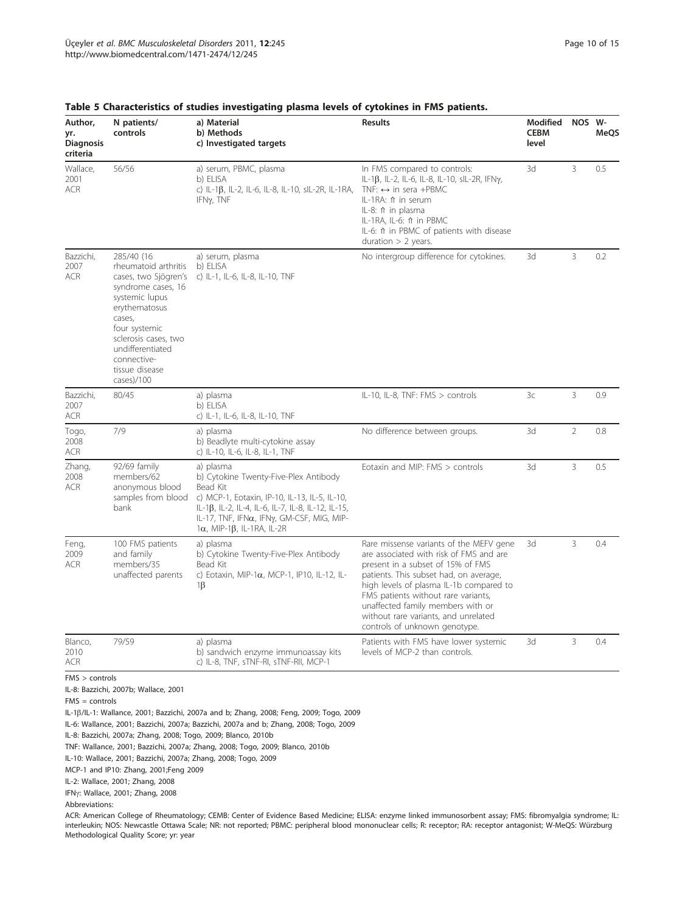**Table 5 Characteristics of studies investigating plasma levels of cytokines in FMS patients.**

| Author, yr. Diagnosis criteria | N patients/ controls | a) Material b) Methods c) Investigated targets | Results | Modified CEBM level | NOS | W-MeQS |
|---|---|---|---|---|---|---|
| Wallace, 2001 ACR | 56/56 | a) serum, PBMC, plasma b) ELISA c) IL-1β, IL-2, IL-6, IL-8, IL-10, sIL-2R, IL-1RA, IFNγ, TNF | In FMS compared to controls: IL-1β, IL-2, IL-6, IL-8, IL-10, sIL-2R, IFNγ, TNF: ↔ in sera +PBMC IL-1RA: ⇑ in serum IL-8: ⇑ in plasma IL-1RA, IL-6: ⇑ in PBMC IL-6: ⇑ in PBMC of patients with disease duration > 2 years. | 3d | 3 | 0.5 |
| Bazzichi, 2007 ACR | 285/40 (16 rheumatoid arthritis cases, two Sjögren's syndrome cases, 16 systemic lupus erythematosus cases, four systemic sclerosis cases, two undifferentiated connective-tissue disease cases)/100 | a) serum, plasma b) ELISA c) IL-1, IL-6, IL-8, IL-10, TNF | No intergroup difference for cytokines. | 3d | 3 | 0.2 |
| Bazzichi, 2007 ACR | 80/45 | a) plasma b) ELISA c) IL-1, IL-6, IL-8, IL-10, TNF | IL-10, IL-8, TNF: FMS > controls | 3c | 3 | 0.9 |
| Togo, 2008 ACR | 7/9 | a) plasma b) Beadlyte multi-cytokine assay c) IL-10, IL-6, IL-8, IL-1, TNF | No difference between groups. | 3d | 2 | 0.8 |
| Zhang, 2008 ACR | 92/69 family members/62 anonymous blood samples from blood bank | a) plasma b) Cytokine Twenty-Five-Plex Antibody Bead Kit c) MCP-1, Eotaxin, IP-10, IL-13, IL-5, IL-10, IL-1β, IL-2, IL-4, IL-6, IL-7, IL-8, IL-12, IL-15, IL-17, TNF, IFNα, IFNγ, GM-CSF, MIG, MIP-1α, MIP-1β, IL-1RA, IL-2R | Eotaxin and MIP: FMS > controls | 3d | 3 | 0.5 |
| Feng, 2009 ACR | 100 FMS patients and family members/35 unaffected parents | a) plasma b) Cytokine Twenty-Five-Plex Antibody Bead Kit c) Eotaxin, MIP-1α, MCP-1, IP10, IL-12, IL-1β | Rare missense variants of the MEFV gene are associated with risk of FMS and are present in a subset of 15% of FMS patients. This subset had, on average, high levels of plasma IL-1b compared to FMS patients without rare variants, unaffected family members with or without rare variants, and unrelated controls of unknown genotype. | 3d | 3 | 0.4 |
| Blanco, 2010 ACR | 79/59 | a) plasma b) sandwich enzyme immunoassay kits c) IL-8, TNF, sTNF-RI, sTNF-RII, MCP-1 | Patients with FMS have lower systemic levels of MCP-2 than controls. | 3d | 3 | 0.4 |

FMS > controls

IL-8: Bazzichi, 2007b; Wallace, 2001

FMS = controls

IL-1β/IL-1: Wallance, 2001; Bazzichi, 2007a and b; Zhang, 2008; Feng, 2009; Togo, 2009

IL-6: Wallance, 2001; Bazzichi, 2007a; Bazzichi, 2007a and b; Zhang, 2008; Togo, 2009

IL-8: Bazzichi, 2007a; Zhang, 2008; Togo, 2009; Blanco, 2010b

TNF: Wallance, 2001; Bazzichi, 2007a; Zhang, 2008; Togo, 2009; Blanco, 2010b

IL-10: Wallace, 2001; Bazzichi, 2007a; Zhang, 2008; Togo, 2009

MCP-1 and IP10: Zhang, 2001;Feng 2009

IL-2: Wallace, 2001; Zhang, 2008

IFNγ: Wallace, 2001; Zhang, 2008

Abbreviations:

ACR: American College of Rheumatology; CEMB: Center of Evidence Based Medicine; ELISA: enzyme linked immunosorbent assay; FMS: fibromyalgia syndrome; IL: interleukin; NOS: Newcastle Ottawa Scale; NR: not reported; PBMC: peripheral blood mononuclear cells; R: receptor; RA: receptor antagonist; W-MeQS: Würzburg Methodological Quality Score; yr: year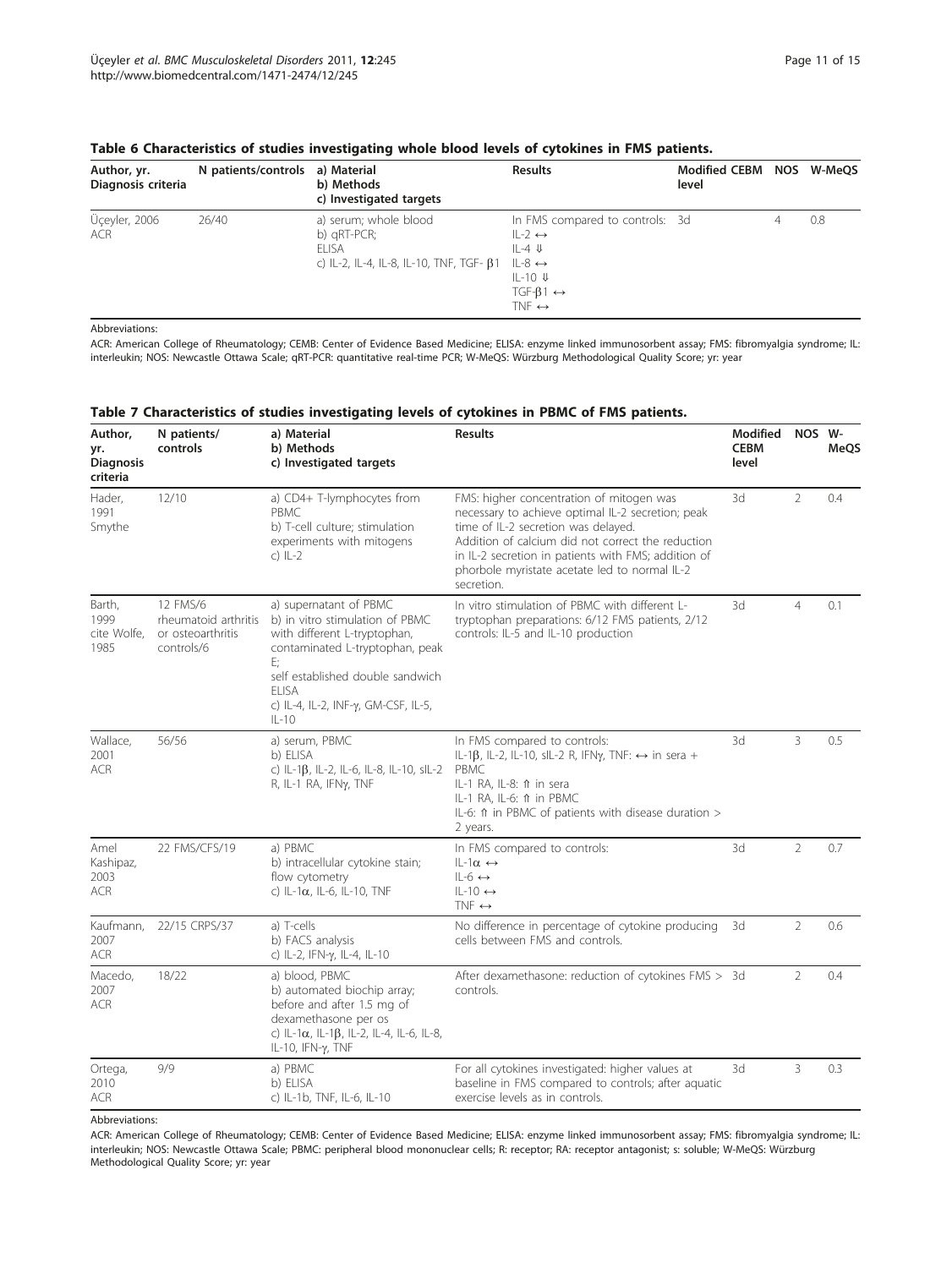**Table 6 Characteristics of studies investigating whole blood levels of cytokines in FMS patients.**

| Author, yr. Diagnosis criteria | N patients/controls | a) Material b) Methods c) Investigated targets | Results | Modified CEBM level | NOS | W-MeQS |
|---|---|---|---|---|---|---|
| Üçeyler, 2006 ACR | 26/40 | a) serum; whole blood b) qRT-PCR; ELISA c) IL-2, IL-4, IL-8, IL-10, TNF, TGF- β1 | In FMS compared to controls: IL-2 ↔ IL-4 ⇓ IL-8 ↔ IL-10 ⇓ TGF-β1 ↔ TNF ↔ | 3d | 4 | 0.8 |

Abbreviations:

ACR: American College of Rheumatology; CEMB: Center of Evidence Based Medicine; ELISA: enzyme linked immunosorbent assay; FMS: fibromyalgia syndrome; IL: interleukin; NOS: Newcastle Ottawa Scale; qRT-PCR: quantitative real-time PCR; W-MeQS: Würzburg Methodological Quality Score; yr: year

**Table 7 Characteristics of studies investigating levels of cytokines in PBMC of FMS patients.**

| Author, yr. Diagnosis criteria | N patients/ controls | a) Material b) Methods c) Investigated targets | Results | Modified CEBM level | NOS | W-MeQS |
|---|---|---|---|---|---|---|
| Hader, 1991 Smythe | 12/10 | a) CD4+ T-lymphocytes from PBMC b) T-cell culture; stimulation experiments with mitogens c) IL-2 | FMS: higher concentration of mitogen was necessary to achieve optimal IL-2 secretion; peak time of IL-2 secretion was delayed. Addition of calcium did not correct the reduction in IL-2 secretion in patients with FMS; addition of phorbole myristate acetate led to normal IL-2 secretion. | 3d | 2 | 0.4 |
| Barth, 1999 cite Wolfe, 1985 | 12 FMS/6 rheumatoid arthritis or osteoarthritis controls/6 | a) supernatant of PBMC b) in vitro stimulation of PBMC with different L-tryptophan, contaminated L-tryptophan, peak E; self established double sandwich ELISA c) IL-4, IL-2, INF-γ, GM-CSF, IL-5, IL-10 | In vitro stimulation of PBMC with different L-tryptophan preparations: 6/12 FMS patients, 2/12 controls: IL-5 and IL-10 production | 3d | 4 | 0.1 |
| Wallace, 2001 ACR | 56/56 | a) serum, PBMC b) ELISA c) IL-1β, IL-2, IL-6, IL-8, IL-10, sIL-2 R, IL-1 RA, IFNγ, TNF | In FMS compared to controls: IL-1β, IL-2, IL-10, sIL-2 R, IFNγ, TNF: ↔ in sera + PBMC IL-1 RA, IL-8: ⇑ in sera IL-1 RA, IL-6: ⇑ in PBMC IL-6: ⇑ in PBMC of patients with disease duration > 2 years. | 3d | 3 | 0.5 |
| Amel Kashipaz, 2003 ACR | 22 FMS/CFS/19 | a) PBMC b) intracellular cytokine stain; flow cytometry c) IL-1α, IL-6, IL-10, TNF | In FMS compared to controls: IL-1α ↔ IL-6 ↔ IL-10 ↔ TNF ↔ | 3d | 2 | 0.7 |
| Kaufmann, 2007 ACR | 22/15 CRPS/37 | a) T-cells b) FACS analysis c) IL-2, IFN-γ, IL-4, IL-10 | No difference in percentage of cytokine producing cells between FMS and controls. | 3d | 2 | 0.6 |
| Macedo, 2007 ACR | 18/22 | a) blood, PBMC b) automated biochip array; before and after 1.5 mg of dexamethasone per os c) IL-1α, IL-1β, IL-2, IL-4, IL-6, IL-8, IL-10, IFN-γ, TNF | After dexamethasone: reduction of cytokines FMS > controls. | 3d | 2 | 0.4 |
| Ortega, 2010 ACR | 9/9 | a) PBMC b) ELISA c) IL-1b, TNF, IL-6, IL-10 | For all cytokines investigated: higher values at baseline in FMS compared to controls; after aquatic exercise levels as in controls. | 3d | 3 | 0.3 |

Abbreviations:

ACR: American College of Rheumatology; CEMB: Center of Evidence Based Medicine; ELISA: enzyme linked immunosorbent assay; FMS: fibromyalgia syndrome; IL: interleukin; NOS: Newcastle Ottawa Scale; PBMC: peripheral blood mononuclear cells; R: receptor; RA: receptor antagonist; s: soluble; W-MeQS: Würzburg Methodological Quality Score; yr: year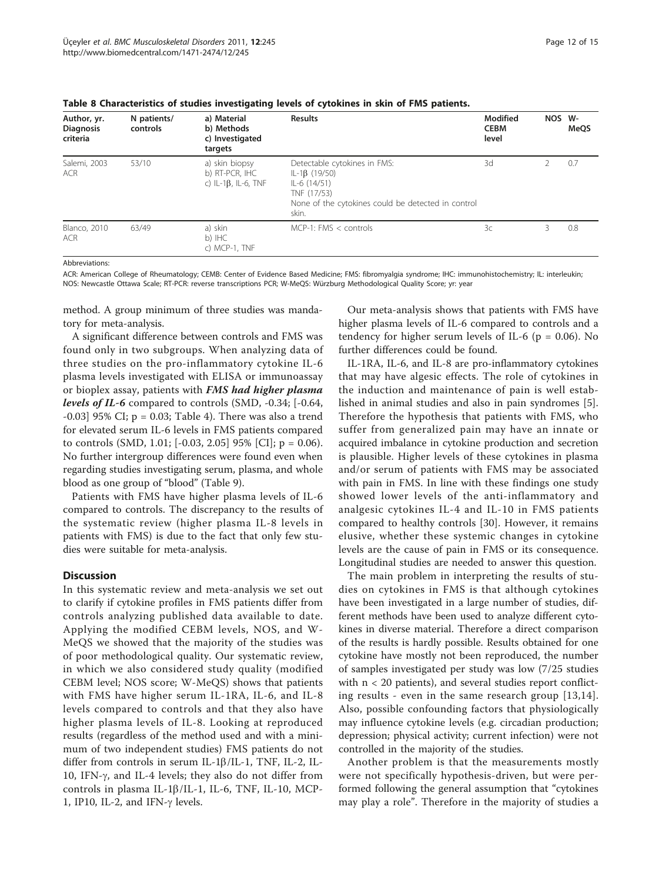Table 8 Characteristics of studies investigating levels of cytokines in skin of FMS patients.

| Author, yr. Diagnosis criteria | N patients/ controls | a) Material b) Methods c) Investigated targets | Results | Modified CEBM level | NOS | W-MeQS |
|---|---|---|---|---|---|---|
| Salemi, 2003 ACR | 53/10 | a) skin biopsy b) RT-PCR, IHC c) IL-1β, IL-6, TNF | Detectable cytokines in FMS: IL-1β (19/50) IL-6 (14/51) TNF (17/53) None of the cytokines could be detected in control skin. | 3d | 2 | 0.7 |
| Blanco, 2010 ACR | 63/49 | a) skin b) IHC c) MCP-1, TNF | MCP-1: FMS < controls | 3c | 3 | 0.8 |

Abbreviations:

ACR: American College of Rheumatology; CEMB: Center of Evidence Based Medicine; FMS: fibromyalgia syndrome; IHC: immunohistochemistry; IL: interleukin; NOS: Newcastle Ottawa Scale; RT-PCR: reverse transcriptions PCR; W-MeQS: Würzburg Methodological Quality Score; yr: year

method. A group minimum of three studies was mandatory for meta-analysis.

A significant difference between controls and FMS was found only in two subgroups. When analyzing data of three studies on the pro-inflammatory cytokine IL-6 plasma levels investigated with ELISA or immunoassay or bioplex assay, patients with ***FMS had higher plasma levels of IL-6*** compared to controls (SMD, -0.34; [-0.64, -0.03] 95% CI; p = 0.03; Table 4). There was also a trend for elevated serum IL-6 levels in FMS patients compared to controls (SMD, 1.01; [-0.03, 2.05] 95% [CI]; p = 0.06). No further intergroup differences were found even when regarding studies investigating serum, plasma, and whole blood as one group of "blood" (Table 9).

Patients with FMS have higher plasma levels of IL-6 compared to controls. The discrepancy to the results of the systematic review (higher plasma IL-8 levels in patients with FMS) is due to the fact that only few studies were suitable for meta-analysis.

## Discussion

In this systematic review and meta-analysis we set out to clarify if cytokine profiles in FMS patients differ from controls analyzing published data available to date. Applying the modified CEBM levels, NOS, and W-MeQS we showed that the majority of the studies was of poor methodological quality. Our systematic review, in which we also considered study quality (modified CEBM level; NOS score; W-MeQS) shows that patients with FMS have higher serum IL-1RA, IL-6, and IL-8 levels compared to controls and that they also have higher plasma levels of IL-8. Looking at reproduced results (regardless of the method used and with a minimum of two independent studies) FMS patients do not differ from controls in serum IL-1β/IL-1, TNF, IL-2, IL-10, IFN-γ, and IL-4 levels; they also do not differ from controls in plasma IL-1β/IL-1, IL-6, TNF, IL-10, MCP-1, IP10, IL-2, and IFN-γ levels.

Our meta-analysis shows that patients with FMS have higher plasma levels of IL-6 compared to controls and a tendency for higher serum levels of IL-6 (p = 0.06). No further differences could be found.

IL-1RA, IL-6, and IL-8 are pro-inflammatory cytokines that may have algesic effects. The role of cytokines in the induction and maintenance of pain is well established in animal studies and also in pain syndromes [5]. Therefore the hypothesis that patients with FMS, who suffer from generalized pain may have an innate or acquired imbalance in cytokine production and secretion is plausible. Higher levels of these cytokines in plasma and/or serum of patients with FMS may be associated with pain in FMS. In line with these findings one study showed lower levels of the anti-inflammatory and analgesic cytokines IL-4 and IL-10 in FMS patients compared to healthy controls [30]. However, it remains elusive, whether these systemic changes in cytokine levels are the cause of pain in FMS or its consequence. Longitudinal studies are needed to answer this question.

The main problem in interpreting the results of studies on cytokines in FMS is that although cytokines have been investigated in a large number of studies, different methods have been used to analyze different cytokines in diverse material. Therefore a direct comparison of the results is hardly possible. Results obtained for one cytokine have mostly not been reproduced, the number of samples investigated per study was low (7/25 studies with n < 20 patients), and several studies report conflicting results - even in the same research group [13,14]. Also, possible confounding factors that physiologically may influence cytokine levels (e.g. circadian production; depression; physical activity; current infection) were not controlled in the majority of the studies.

Another problem is that the measurements mostly were not specifically hypothesis-driven, but were performed following the general assumption that "cytokines may play a role". Therefore in the majority of studies a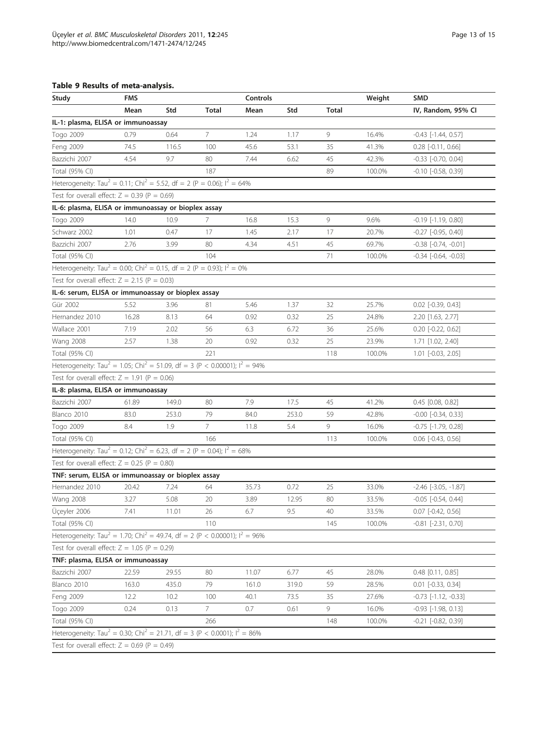**Table 9 Results of meta-analysis.**

| Study | FMS | | | Controls | | | Weight | SMD |
|---|---|---|---|---|---|---|---|---|
| | Mean | Std | Total | Mean | Std | Total | | IV, Random, 95% CI |
| **IL-1: plasma, ELISA or immunoassay** | | | | | | | | |
| Togo 2009 | 0.79 | 0.64 | 7 | 1.24 | 1.17 | 9 | 16.4% | -0.43 [-1.44, 0.57] |
| Feng 2009 | 74.5 | 116.5 | 100 | 45.6 | 53.1 | 35 | 41.3% | 0.28 [-0.11, 0.66] |
| Bazzichi 2007 | 4.54 | 9.7 | 80 | 7.44 | 6.62 | 45 | 42.3% | -0.33 [-0.70, 0.04] |
| Total (95% CI) | | | 187 | | | 89 | 100.0% | -0.10 [-0.58, 0.39] |
| Heterogeneity: $Tau^2 = 0.11$; $Chi^2 = 5.52$, df = 2 (P = 0.06); $I^2 = 64\%$ | | | | | | | | |
| Test for overall effect: Z = 0.39 (P = 0.69) | | | | | | | | |
| **IL-6: plasma, ELISA or immunoassay or bioplex assay** | | | | | | | | |
| Togo 2009 | 14.0 | 10.9 | 7 | 16.8 | 15.3 | 9 | 9.6% | -0.19 [-1.19, 0.80] |
| Schwarz 2002 | 1.01 | 0.47 | 17 | 1.45 | 2.17 | 17 | 20.7% | -0.27 [-0.95, 0.40] |
| Bazzichi 2007 | 2.76 | 3.99 | 80 | 4.34 | 4.51 | 45 | 69.7% | -0.38 [-0.74, -0.01] |
| Total (95% CI) | | | 104 | | | 71 | 100.0% | -0.34 [-0.64, -0.03] |
| Heterogeneity: $Tau^2 = 0.00$; $Chi^2 = 0.15$, df = 2 (P = 0.93); $I^2 = 0\%$ | | | | | | | | |
| Test for overall effect: Z = 2.15 (P = 0.03) | | | | | | | | |
| **IL-6: serum, ELISA or immunoassay or bioplex assay** | | | | | | | | |
| Gür 2002 | 5.52 | 3.96 | 81 | 5.46 | 1.37 | 32 | 25.7% | 0.02 [-0.39, 0.43] |
| Hernandez 2010 | 16.28 | 8.13 | 64 | 0.92 | 0.32 | 25 | 24.8% | 2.20 [1.63, 2.77] |
| Wallace 2001 | 7.19 | 2.02 | 56 | 6.3 | 6.72 | 36 | 25.6% | 0.20 [-0.22, 0.62] |
| Wang 2008 | 2.57 | 1.38 | 20 | 0.92 | 0.32 | 25 | 23.9% | 1.71 [1.02, 2.40] |
| Total (95% CI) | | | 221 | | | 118 | 100.0% | 1.01 [-0.03, 2.05] |
| Heterogeneity: $Tau^2 = 1.05$; $Chi^2 = 51.09$, df = 3 (P < 0.00001); $I^2 = 94\%$ | | | | | | | | |
| Test for overall effect: Z = 1.91 (P = 0.06) | | | | | | | | |
| **IL-8: plasma, ELISA or immunoassay** | | | | | | | | |
| Bazzichi 2007 | 61.89 | 149.0 | 80 | 7.9 | 17.5 | 45 | 41.2% | 0.45 [0.08, 0.82] |
| Blanco 2010 | 83.0 | 253.0 | 79 | 84.0 | 253.0 | 59 | 42.8% | -0.00 [-0.34, 0.33] |
| Togo 2009 | 8.4 | 1.9 | 7 | 11.8 | 5.4 | 9 | 16.0% | -0.75 [-1.79, 0.28] |
| Total (95% CI) | | | 166 | | | 113 | 100.0% | 0.06 [-0.43, 0.56] |
| Heterogeneity: $Tau^2 = 0.12$; $Chi^2 = 6.23$, df = 2 (P = 0.04); $I^2 = 68\%$ | | | | | | | | |
| Test for overall effect: Z = 0.25 (P = 0.80) | | | | | | | | |
| **TNF: serum, ELISA or immunoassay or bioplex assay** | | | | | | | | |
| Hernandez 2010 | 20.42 | 7.24 | 64 | 35.73 | 0.72 | 25 | 33.0% | -2.46 [-3.05, -1.87] |
| Wang 2008 | 3.27 | 5.08 | 20 | 3.89 | 12.95 | 80 | 33.5% | -0.05 [-0.54, 0.44] |
| Üçeyler 2006 | 7.41 | 11.01 | 26 | 6.7 | 9.5 | 40 | 33.5% | 0.07 [-0.42, 0.56] |
| Total (95% CI) | | | 110 | | | 145 | 100.0% | -0.81 [-2.31, 0.70] |
| Heterogeneity: $Tau^2 = 1.70$; $Chi^2 = 49.74$, df = 2 (P < 0.00001); $I^2 = 96\%$ | | | | | | | | |
| Test for overall effect: Z = 1.05 (P = 0.29) | | | | | | | | |
| **TNF: plasma, ELISA or immunoassay** | | | | | | | | |
| Bazzichi 2007 | 22.59 | 29.55 | 80 | 11.07 | 6.77 | 45 | 28.0% | 0.48 [0.11, 0.85] |
| Blanco 2010 | 163.0 | 435.0 | 79 | 161.0 | 319.0 | 59 | 28.5% | 0.01 [-0.33, 0.34] |
| Feng 2009 | 12.2 | 10.2 | 100 | 40.1 | 73.5 | 35 | 27.6% | -0.73 [-1.12, -0.33] |
| Togo 2009 | 0.24 | 0.13 | 7 | 0.7 | 0.61 | 9 | 16.0% | -0.93 [-1.98, 0.13] |
| Total (95% CI) | | | 266 | | | 148 | 100.0% | -0.21 [-0.82, 0.39] |
| Heterogeneity: $Tau^2 = 0.30$; $Chi^2 = 21.71$, df = 3 (P < 0.0001); $I^2 = 86\%$ | | | | | | | | |
| Test for overall effect: Z = 0.69 (P = 0.49) | | | | | | | | |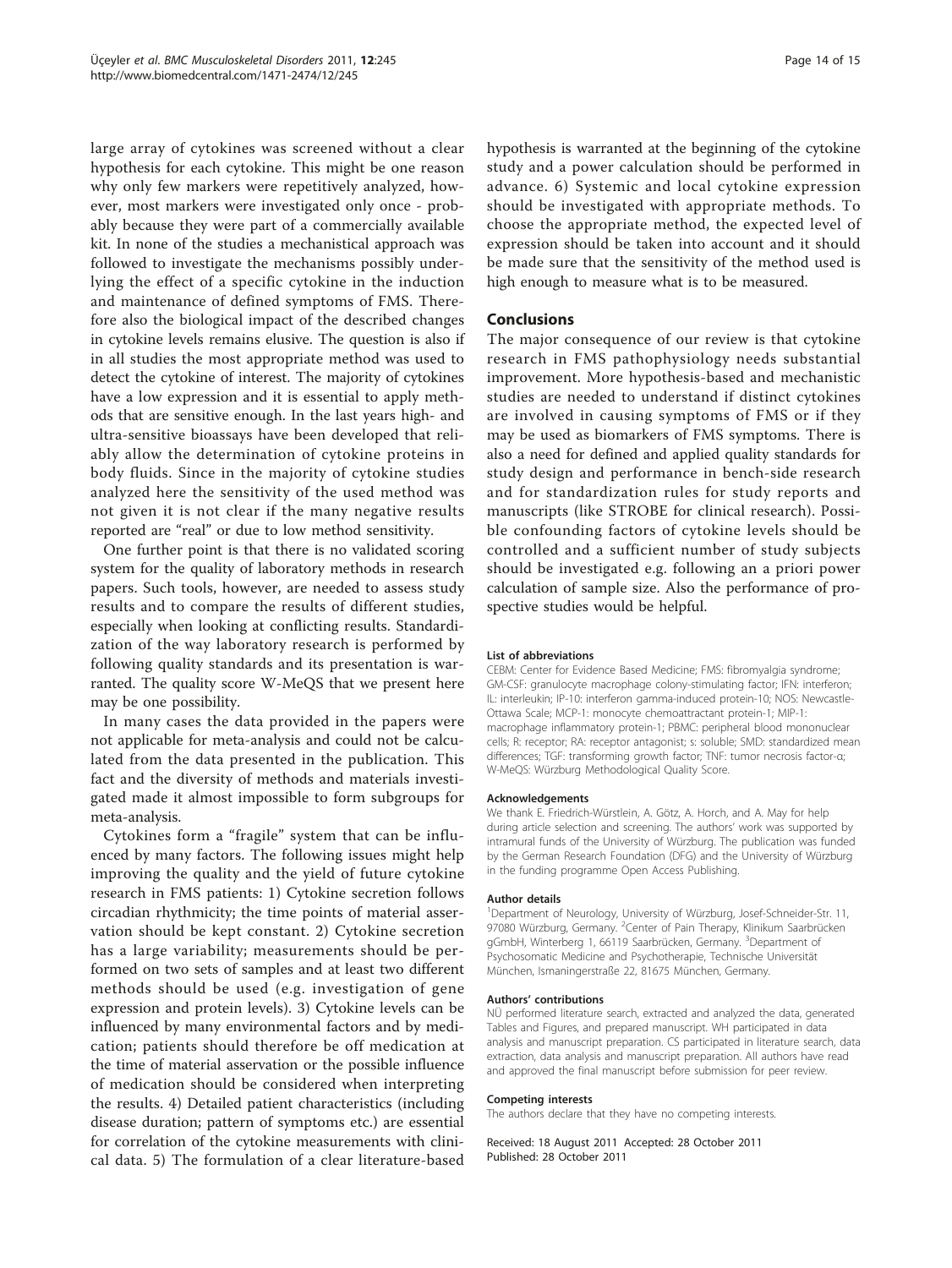large array of cytokines was screened without a clear hypothesis for each cytokine. This might be one reason why only few markers were repetitively analyzed, however, most markers were investigated only once - probably because they were part of a commercially available kit. In none of the studies a mechanistical approach was followed to investigate the mechanisms possibly underlying the effect of a specific cytokine in the induction and maintenance of defined symptoms of FMS. Therefore also the biological impact of the described changes in cytokine levels remains elusive. The question is also if in all studies the most appropriate method was used to detect the cytokine of interest. The majority of cytokines have a low expression and it is essential to apply methods that are sensitive enough. In the last years high- and ultra-sensitive bioassays have been developed that reliably allow the determination of cytokine proteins in body fluids. Since in the majority of cytokine studies analyzed here the sensitivity of the used method was not given it is not clear if the many negative results reported are "real" or due to low method sensitivity.

One further point is that there is no validated scoring system for the quality of laboratory methods in research papers. Such tools, however, are needed to assess study results and to compare the results of different studies, especially when looking at conflicting results. Standardization of the way laboratory research is performed by following quality standards and its presentation is warranted. The quality score W-MeQS that we present here may be one possibility.

In many cases the data provided in the papers were not applicable for meta-analysis and could not be calculated from the data presented in the publication. This fact and the diversity of methods and materials investigated made it almost impossible to form subgroups for meta-analysis.

Cytokines form a "fragile" system that can be influenced by many factors. The following issues might help improving the quality and the yield of future cytokine research in FMS patients: 1) Cytokine secretion follows circadian rhythmicity; the time points of material asservation should be kept constant. 2) Cytokine secretion has a large variability; measurements should be performed on two sets of samples and at least two different methods should be used (e.g. investigation of gene expression and protein levels). 3) Cytokine levels can be influenced by many environmental factors and by medication; patients should therefore be off medication at the time of material asservation or the possible influence of medication should be considered when interpreting the results. 4) Detailed patient characteristics (including disease duration; pattern of symptoms etc.) are essential for correlation of the cytokine measurements with clinical data. 5) The formulation of a clear literature-based hypothesis is warranted at the beginning of the cytokine study and a power calculation should be performed in advance. 6) Systemic and local cytokine expression should be investigated with appropriate methods. To choose the appropriate method, the expected level of expression should be taken into account and it should be made sure that the sensitivity of the method used is high enough to measure what is to be measured.

## Conclusions

The major consequence of our review is that cytokine research in FMS pathophysiology needs substantial improvement. More hypothesis-based and mechanistic studies are needed to understand if distinct cytokines are involved in causing symptoms of FMS or if they may be used as biomarkers of FMS symptoms. There is also a need for defined and applied quality standards for study design and performance in bench-side research and for standardization rules for study reports and manuscripts (like STROBE for clinical research). Possible confounding factors of cytokine levels should be controlled and a sufficient number of study subjects should be investigated e.g. following an a priori power calculation of sample size. Also the performance of prospective studies would be helpful.

#### List of abbreviations

CEBM: Center for Evidence Based Medicine; FMS: fibromyalgia syndrome; GM-CSF: granulocyte macrophage colony-stimulating factor; IFN: interferon; IL: interleukin; IP-10: interferon gamma-induced protein-10; NOS: Newcastle-Ottawa Scale; MCP-1: monocyte chemoattractant protein-1; MIP-1: macrophage inflammatory protein-1; PBMC: peripheral blood mononuclear cells; R: receptor; RA: receptor antagonist; s: soluble; SMD: standardized mean differences; TGF: transforming growth factor; TNF: tumor necrosis factor-α; W-MeQS: Würzburg Methodological Quality Score.

#### Acknowledgements

We thank E. Friedrich-Würstlein, A. Götz, A. Horch, and A. May for help during article selection and screening. The authors' work was supported by intramural funds of the University of Würzburg. The publication was funded by the German Research Foundation (DFG) and the University of Würzburg in the funding programme Open Access Publishing.

#### Author details

[1]Department of Neurology, University of Würzburg, Josef-Schneider-Str. 11, 97080 Würzburg, Germany. [2]Center of Pain Therapy, Klinikum Saarbrücken gGmbH, Winterberg 1, 66119 Saarbrücken, Germany. [3]Department of Psychosomatic Medicine and Psychotherapie, Technische Universität München, Ismaningerstraße 22, 81675 München, Germany.

#### Authors' contributions

NÜ performed literature search, extracted and analyzed the data, generated Tables and Figures, and prepared manuscript. WH participated in data analysis and manuscript preparation. CS participated in literature search, data extraction, data analysis and manuscript preparation. All authors have read and approved the final manuscript before submission for peer review.

#### Competing interests

The authors declare that they have no competing interests.

Received: 18 August 2011 Accepted: 28 October 2011
Published: 28 October 2011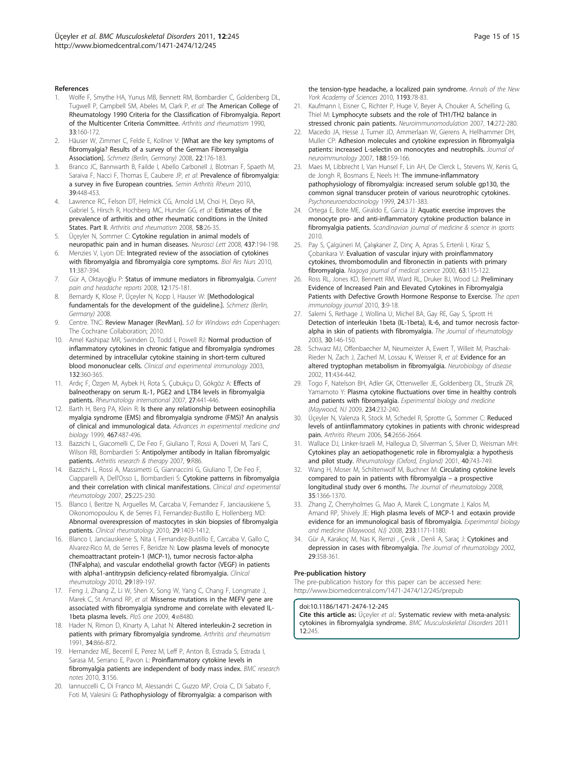## References

1. Wolfe F, Smythe HA, Yunus MB, Bennett RM, Bombardier C, Goldenberg DL, Tugwell P, Campbell SM, Abeles M, Clark P, *et al*: **The American College of Rheumatology 1990 Criteria for the Classification of Fibromyalgia. Report of the Multicenter Criteria Committee.** *Arthritis and rheumatism* 1990, **33**:160-172.
2. Häuser W, Zimmer C, Felde E, Kollner V: **[What are the key symptoms of fibromyalgia? Results of a survey of the German Fibromyalgia Association].** *Schmerz (Berlin, Germany)* 2008, **22**:176-183.
3. Branco JC, Bannwarth B, Failde I, Abello Carbonell J, Blotman F, Spaeth M, Saraiva F, Nacci F, Thomas E, Caubere JP, *et al*: **Prevalence of fibromyalgia: a survey in five European countries.** *Semin Arthritis Rheum* 2010, **39**:448-453.
4. Lawrence RC, Felson DT, Helmick CG, Arnold LM, Choi H, Deyo RA, Gabriel S, Hirsch R, Hochberg MC, Hunder GG, *et al*: **Estimates of the prevalence of arthritis and other rheumatic conditions in the United States. Part II.** *Arthritis and rheumatism* 2008, **58**:26-35.
5. Üçeyler N, Sommer C: **Cytokine regulation in animal models of neuropathic pain and in human diseases.** *Neurosci Lett* 2008, **437**:194-198.
6. Menzies V, Lyon DE: **Integrated review of the association of cytokines with fibromyalgia and fibromyalgia core symptoms.** *Biol Res Nurs* 2010, **11**:387-394.
7. Gür A, Oktayoğlu P: **Status of immune mediators in fibromyalgia.** *Current pain and headache reports* 2008, **12**:175-181.
8. Bernardy K, Klose P, Üçeyler N, Kopp I, Hauser W: **[Methodological fundamentals for the development of the guideline.].** *Schmerz (Berlin, Germany)* 2008.
9. Centre. TNC: **Review Manager (RevMan).** *5.0 for Windows edn* Copenhagen: The Cochrane Collaboration; 2010.
10. Amel Kashipaz MR, Swinden D, Todd I, Powell RJ: **Normal production of inflammatory cytokines in chronic fatigue and fibromyalgia syndromes determined by intracellular cytokine staining in short-term cultured blood mononuclear cells.** *Clinical and experimental immunology* 2003, **132**:360-365.
11. Ardıç F, Özgen M, Aybek H, Rota S, Çubukçu D, Gökgöz A: **Effects of balneotherapy on serum IL-1, PGE2 and LTB4 levels in fibromyalgia patients.** *Rheumatology international* 2007, **27**:441-446.
12. Barth H, Berg PA, Klein R: **Is there any relationship between eosinophilia myalgia syndrome (EMS) and fibromyalgia syndrome (FMS)? An analysis of clinical and immunological data.** *Advances in experimental medicine and biology* 1999, **467**:487-496.
13. Bazzichi L, Giacomelli C, De Feo F, Giuliano T, Rossi A, Doveri M, Tani C, Wilson RB, Bombardieri S: **Antipolymer antibody in Italian fibromyalgic patients.** *Arthritis research & therapy* 2007, **9**:R86.
14. Bazzichi L, Rossi A, Massimetti G, Giannaccini G, Giuliano T, De Feo F, Ciapparelli A, Dell'Osso L, Bombardieri S: **Cytokine patterns in fibromyalgia and their correlation with clinical manifestations.** *Clinical and experimental rheumatology* 2007, **25**:225-230.
15. Blanco I, Beritze N, Arguelles M, Carcaba V, Fernandez F, Janciauskiene S, Oikonomopoulou K, de Serres FJ, Fernandez-Bustillo E, Hollenberg MD: **Abnormal overexpression of mastocytes in skin biopsies of fibromyalgia patients.** *Clinical rheumatology* 2010, **29**:1403-1412.
16. Blanco I, Janciauskiene S, Nita I, Fernandez-Bustillo E, Carcaba V, Gallo C, Alvarez-Rico M, de Serres F, Beridze N: **Low plasma levels of monocyte chemoattractant protein-1 (MCP-1), tumor necrosis factor-alpha (TNFalpha), and vascular endothelial growth factor (VEGF) in patients with alpha1-antitrypsin deficiency-related fibromyalgia.** *Clinical rheumatology* 2010, **29**:189-197.
17. Feng J, Zhang Z, Li W, Shen X, Song W, Yang C, Chang F, Longmate J, Marek C, St Amand RP, *et al*: **Missense mutations in the MEFV gene are associated with fibromyalgia syndrome and correlate with elevated IL-1beta plasma levels.** *PloS one* 2009, **4**:e8480.
18. Hader N, Rimon D, Kinarty A, Lahat N: **Altered interleukin-2 secretion in patients with primary fibromyalgia syndrome.** *Arthritis and rheumatism* 1991, **34**:866-872.
19. Hernandez ME, Becerril E, Perez M, Leff P, Anton B, Estrada S, Estrada I, Sarasa M, Serrano E, Pavon L: **Proinflammatory cytokine levels in fibromyalgia patients are independent of body mass index.** *BMC research notes* 2010, **3**:156.
20. Iannuccelli C, Di Franco M, Alessandri C, Guzzo MP, Croia C, Di Sabato F, Foti M, Valesini G: **Pathophysiology of fibromyalgia: a comparison with the tension-type headache, a localized pain syndrome.** *Annals of the New York Academy of Sciences* 2010, **1193**:78-83.
21. Kaufmann I, Eisner C, Richter P, Huge V, Beyer A, Chouker A, Schelling G, Thiel M: **Lymphocyte subsets and the role of TH1/TH2 balance in stressed chronic pain patients.** *Neuroimmunomodulation* 2007, **14**:272-280.
22. Macedo JA, Hesse J, Turner JD, Ammerlaan W, Gierens A, Hellhammer DH, Muller CP: **Adhesion molecules and cytokine expression in fibromyalgia patients: increased L-selectin on monocytes and neutrophils.** *Journal of neuroimmunology* 2007, **188**:159-166.
23. Maes M, Libbrecht I, Van Hunsel F, Lin AH, De Clerck L, Stevens W, Kenis G, de Jongh R, Bosmans E, Neels H: **The immune-inflammatory pathophysiology of fibromyalgia: increased serum soluble gp130, the common signal transducer protein of various neurotrophic cytokines.** *Psychoneuroendocrinology* 1999, **24**:371-383.
24. Ortega E, Bote ME, Giraldo E, Garcia JJ: **Aquatic exercise improves the monocyte pro- and anti-inflammatory cytokine production balance in fibromyalgia patients.** *Scandinavian journal of medicine & science in sports* 2010.
25. Pay S, Çalgüneri M, Çalışkaner Z, Dinç A, Apras S, Ertenli I, Kiraz S, Çobankara V: **Evaluation of vascular injury with proinflammatory cytokines, thrombomodulin and fibronectin in patients with primary fibromyalgia.** *Nagoya journal of medical science* 2000, **63**:115-122.
26. Ross RL, Jones KD, Bennett RM, Ward RL, Druker BJ, Wood LJ: **Preliminary Evidence of Increased Pain and Elevated Cytokines in Fibromyalgia Patients with Defective Growth Hormone Response to Exercise.** *The open immunology journal* 2010, **3**:9-18.
27. Salemi S, Rethage J, Wollina U, Michel BA, Gay RE, Gay S, Sprott H: **Detection of interleukin 1beta (IL-1beta), IL-6, and tumor necrosis factor-alpha in skin of patients with fibromyalgia.** *The Journal of rheumatology* 2003, **30**:146-150.
28. Schwarz MJ, Offenbaecher M, Neumeister A, Ewert T, Willeit M, Praschak-Rieder N, Zach J, Zacherl M, Lossau K, Weisser R, *et al*: **Evidence for an altered tryptophan metabolism in fibromyalgia.** *Neurobiology of disease* 2002, **11**:434-442.
29. Togo F, Natelson BH, Adler GK, Ottenweller JE, Goldenberg DL, Struzik ZR, Yamamoto Y: **Plasma cytokine fluctuations over time in healthy controls and patients with fibromyalgia.** *Experimental biology and medicine (Maywood, NJ* 2009, **234**:232-240.
30. Üçeyler N, Valenza R, Stock M, Schedel R, Sprotte G, Sommer C: **Reduced levels of antiinflammatory cytokines in patients with chronic widespread pain.** *Arthritis Rheum* 2006, **54**:2656-2664.
31. Wallace DJ, Linker-Israeli M, Hallegua D, Silverman S, Silver D, Weisman MH: **Cytokines play an aetiopathogenetic role in fibromyalgia: a hypothesis and pilot study.** *Rheumatology (Oxford, England)* 2001, **40**:743-749.
32. Wang H, Moser M, Schiltenwolf M, Buchner M: **Circulating cytokine levels compared to pain in patients with fibromyalgia – a prospective longitudinal study over 6 months.** *The Journal of rheumatology* 2008, **35**:1366-1370.
33. Zhang Z, Cherryholmes G, Mao A, Marek C, Longmate J, Kalos M, Amand RP, Shively JE: **High plasma levels of MCP-1 and eotaxin provide evidence for an immunological basis of fibromyalgia.** *Experimental biology and medicine (Maywood, NJ)* 2008, **233**:1171-1180.
34. Gür A, Karakoç M, Nas K, Remzi , Çevik , Denli A, Saraç J: **Cytokines and depression in cases with fibromyalgia.** *The Journal of rheumatology* 2002, **29**:358-361.

### Pre-publication history

The pre-publication history for this paper can be accessed here:
http://www.biomedcentral.com/1471-2474/12/245/prepub

doi:10.1186/1471-2474-12-245

**Cite this article as:** Üçeyler *et al.*: Systematic review with meta-analysis: cytokines in fibromyalgia syndrome. *BMC Musculoskeletal Disorders* 2011 **12**:245.